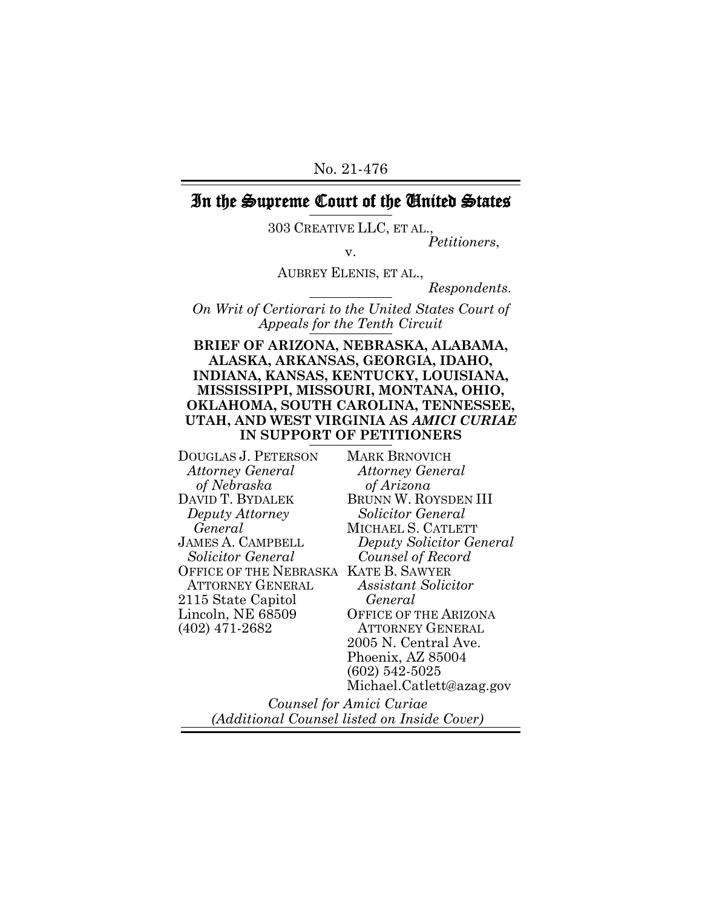No. 21-476

# In the Supreme Court of the United States

303 CREATIVE LLC, ET AL.,
*Petitioners*,

v.

AUBREY ELENIS, ET AL.,
*Respondents*.

*On Writ of Certiorari to the United States Court of Appeals for the Tenth Circuit*

**BRIEF OF ARIZONA, NEBRASKA, ALABAMA, ALASKA, ARKANSAS, GEORGIA, IDAHO, INDIANA, KANSAS, KENTUCKY, LOUISIANA, MISSISSIPPI, MISSOURI, MONTANA, OHIO, OKLAHOMA, SOUTH CAROLINA, TENNESSEE, UTAH, AND WEST VIRGINIA AS *AMICI CURIAE* IN SUPPORT OF PETITIONERS**

DOUGLAS J. PETERSON
*Attorney General of Nebraska*
DAVID T. BYDALEK
*Deputy Attorney General*
JAMES A. CAMPBELL
*Solicitor General*
OFFICE OF THE NEBRASKA ATTORNEY GENERAL
2115 State Capitol
Lincoln, NE 68509
(402) 471-2682

MARK BRNOVICH
*Attorney General of Arizona*
BRUNN W. ROYSDEN III
*Solicitor General*
MICHAEL S. CATLETT
*Deputy Solicitor General*
*Counsel of Record*
KATE B. SAWYER
*Assistant Solicitor General*
OFFICE OF THE ARIZONA ATTORNEY GENERAL
2005 N. Central Ave.
Phoenix, AZ 85004
(602) 542-5025
Michael.Catlett@azag.gov

*Counsel for Amici Curiae*
*(Additional Counsel listed on Inside Cover)*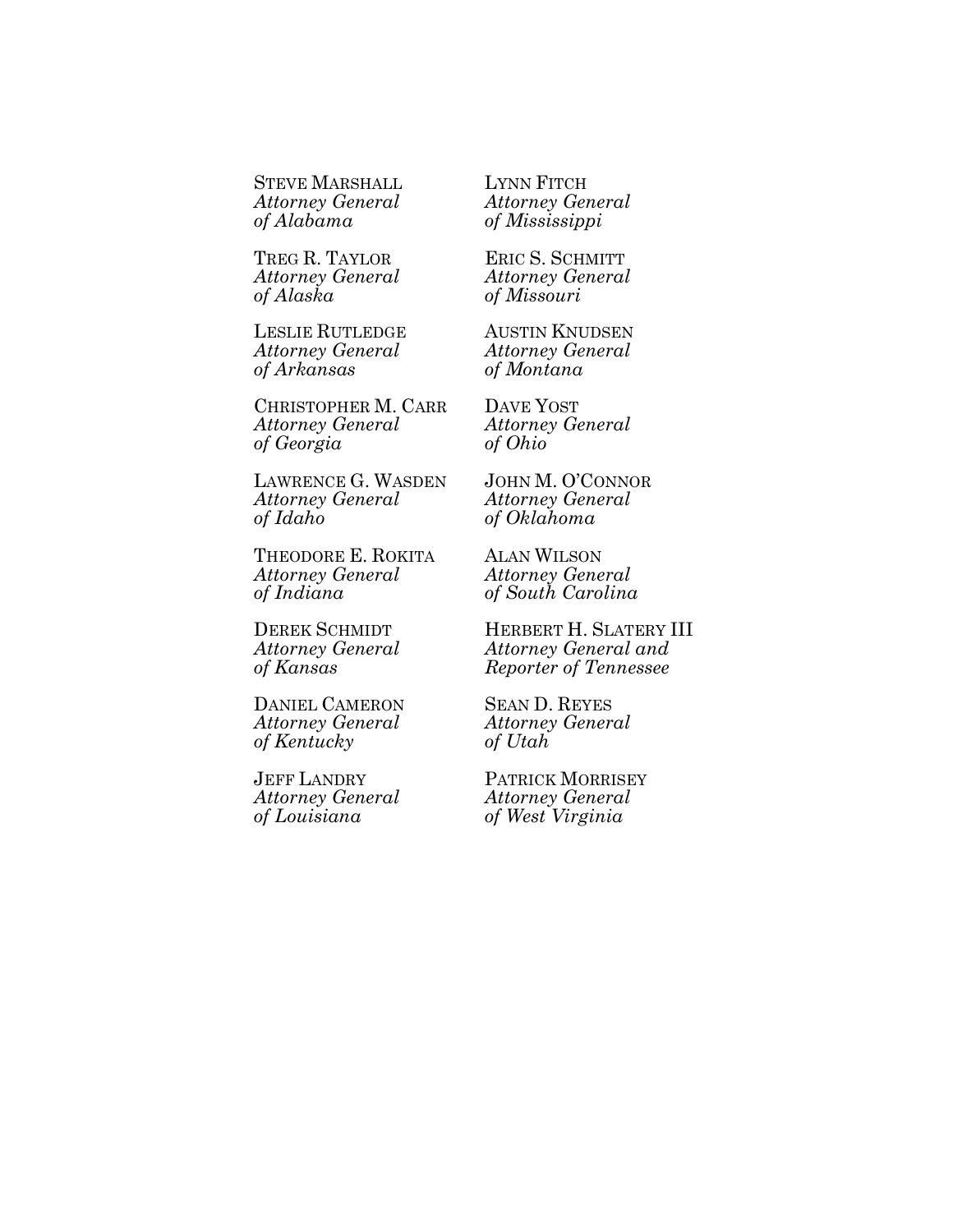STEVE MARSHALL
*Attorney General of Alabama*

TREG R. TAYLOR
*Attorney General of Alaska*

LESLIE RUTLEDGE
*Attorney General of Arkansas*

CHRISTOPHER M. CARR
*Attorney General of Georgia*

LAWRENCE G. WASDEN
*Attorney General of Idaho*

THEODORE E. ROKITA
*Attorney General of Indiana*

DEREK SCHMIDT
*Attorney General of Kansas*

DANIEL CAMERON
*Attorney General of Kentucky*

JEFF LANDRY
*Attorney General of Louisiana*

LYNN FITCH
*Attorney General of Mississippi*

ERIC S. SCHMITT
*Attorney General of Missouri*

AUSTIN KNUDSEN
*Attorney General of Montana*

DAVE YOST
*Attorney General of Ohio*

JOHN M. O'CONNOR
*Attorney General of Oklahoma*

ALAN WILSON
*Attorney General of South Carolina*

HERBERT H. SLATERY III
*Attorney General and Reporter of Tennessee*

SEAN D. REYES
*Attorney General of Utah*

PATRICK MORRISEY
*Attorney General of West Virginia*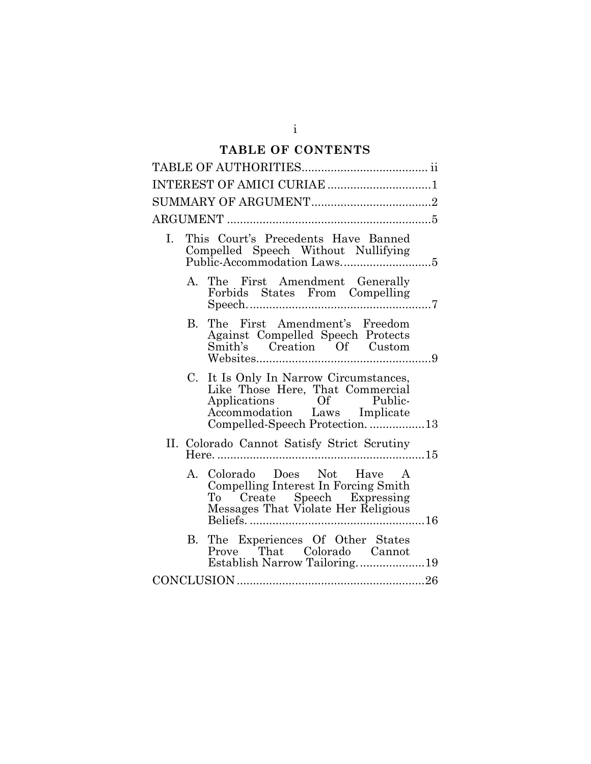## TABLE OF CONTENTS

TABLE OF AUTHORITIES ...................................... ii

INTEREST OF AMICI CURIAE ................................ 1

SUMMARY OF ARGUMENT ..................................... 2

ARGUMENT ............................................................... 5

I. This Court's Precedents Have Banned Compelled Speech Without Nullifying Public-Accommodation Laws ............................ 5

   A. The First Amendment Generally Forbids States From Compelling Speech ......................................................... 7

   B. The First Amendment's Freedom Against Compelled Speech Protects Smith's Creation Of Custom Websites ...................................................... 9

   C. It Is Only In Narrow Circumstances, Like Those Here, That Commercial Applications Of Public-Accommodation Laws Implicate Compelled-Speech Protection. ................. 13

II. Colorado Cannot Satisfy Strict Scrutiny Here. ................................................................ 15

   A. Colorado Does Not Have A Compelling Interest In Forcing Smith To Create Speech Expressing Messages That Violate Her Religious Beliefs. ...................................................... 16

   B. The Experiences Of Other States Prove That Colorado Cannot Establish Narrow Tailoring. .................... 19

CONCLUSION .......................................................... 26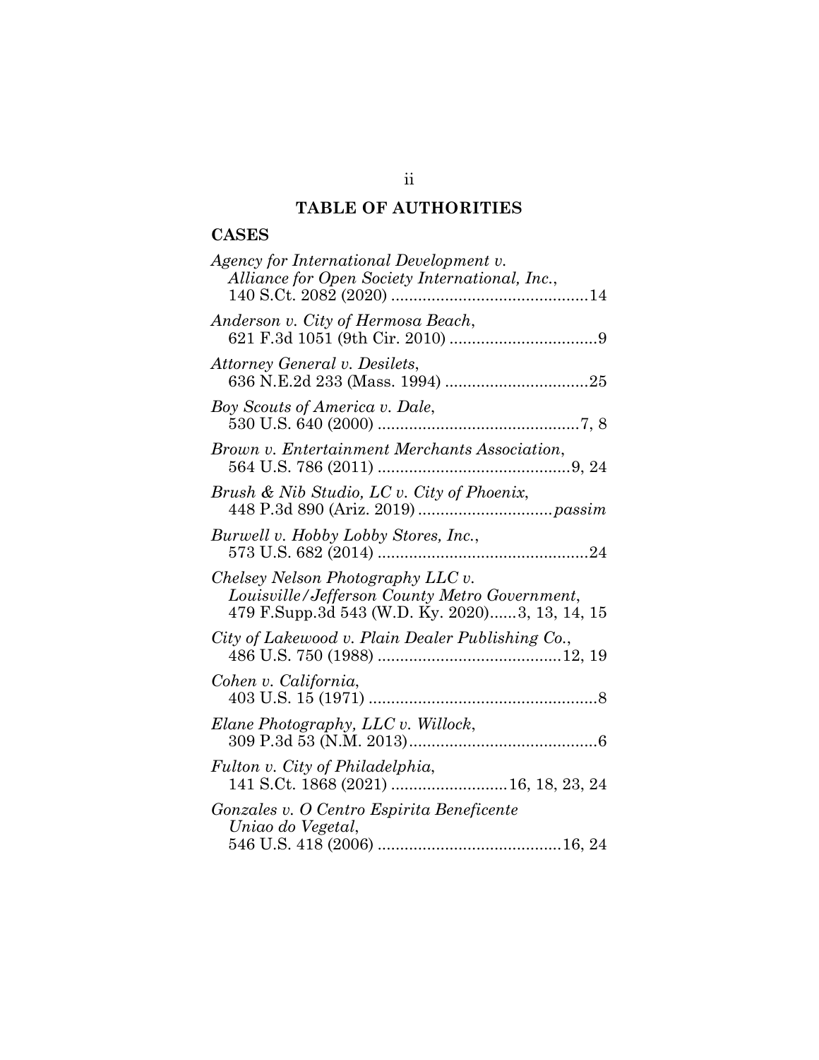# TABLE OF AUTHORITIES

## CASES

*Agency for International Development v. Alliance for Open Society International, Inc.*, 140 S.Ct. 2082 (2020) ............................................14

*Anderson v. City of Hermosa Beach*, 621 F.3d 1051 (9th Cir. 2010) .................................9

*Attorney General v. Desilets*, 636 N.E.2d 233 (Mass. 1994) ................................25

*Boy Scouts of America v. Dale*, 530 U.S. 640 (2000) .............................................7, 8

*Brown v. Entertainment Merchants Association*, 564 U.S. 786 (2011) ...........................................9, 24

*Brush & Nib Studio, LC v. City of Phoenix*, 448 P.3d 890 (Ariz. 2019) ..............................*passim*

*Burwell v. Hobby Lobby Stores, Inc.*, 573 U.S. 682 (2014) ...............................................24

*Chelsey Nelson Photography LLC v. Louisville/Jefferson County Metro Government*, 479 F.Supp.3d 543 (W.D. Ky. 2020)......3, 13, 14, 15

*City of Lakewood v. Plain Dealer Publishing Co.*, 486 U.S. 750 (1988) .........................................12, 19

*Cohen v. California*, 403 U.S. 15 (1971) ...................................................8

*Elane Photography, LLC v. Willock*, 309 P.3d 53 (N.M. 2013)..........................................6

*Fulton v. City of Philadelphia*, 141 S.Ct. 1868 (2021) ..........................16, 18, 23, 24

*Gonzales v. O Centro Espirita Beneficente Uniao do Vegetal*, 546 U.S. 418 (2006) .........................................16, 24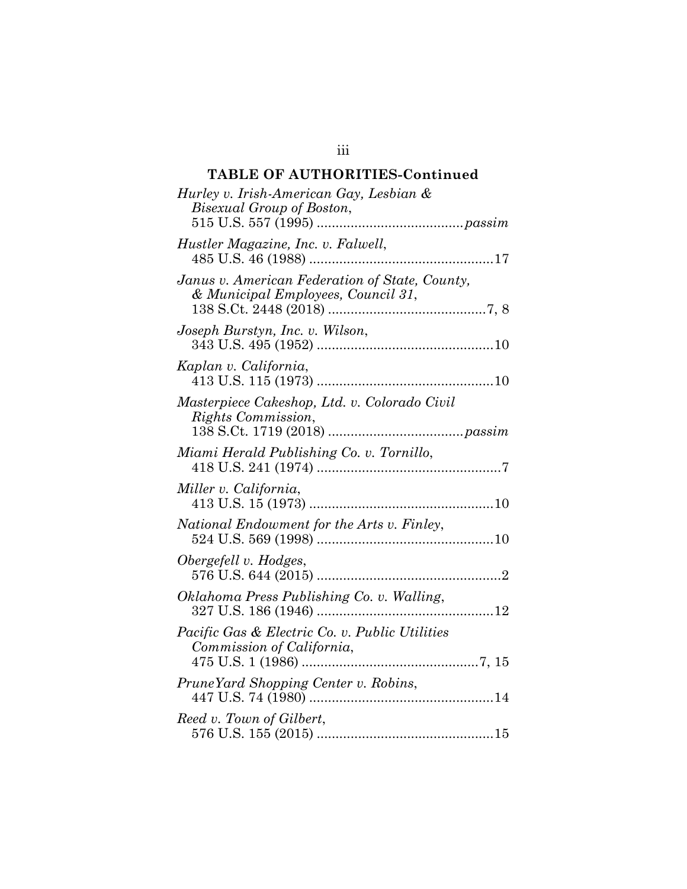## TABLE OF AUTHORITIES-Continued

*Hurley v. Irish-American Gay, Lesbian & Bisexual Group of Boston*, 515 U.S. 557 (1995) .......................................*passim*

*Hustler Magazine, Inc. v. Falwell*, 485 U.S. 46 (1988) .................................................17

*Janus v. American Federation of State, County, & Municipal Employees, Council 31*, 138 S.Ct. 2448 (2018) ..........................................7, 8

*Joseph Burstyn, Inc. v. Wilson*, 343 U.S. 495 (1952) ...............................................10

*Kaplan v. California*, 413 U.S. 115 (1973) ...............................................10

*Masterpiece Cakeshop, Ltd. v. Colorado Civil Rights Commission*, 138 S.Ct. 1719 (2018) ....................................*passim*

*Miami Herald Publishing Co. v. Tornillo*, 418 U.S. 241 (1974) .................................................7

*Miller v. California*, 413 U.S. 15 (1973) .................................................10

*National Endowment for the Arts v. Finley*, 524 U.S. 569 (1998) ...............................................10

*Obergefell v. Hodges*, 576 U.S. 644 (2015) .................................................2

*Oklahoma Press Publishing Co. v. Walling*, 327 U.S. 186 (1946) ...............................................12

*Pacific Gas & Electric Co. v. Public Utilities Commission of California*, 475 U.S. 1 (1986) ...............................................7, 15

*PruneYard Shopping Center v. Robins*, 447 U.S. 74 (1980) .................................................14

*Reed v. Town of Gilbert*, 576 U.S. 155 (2015) ...............................................15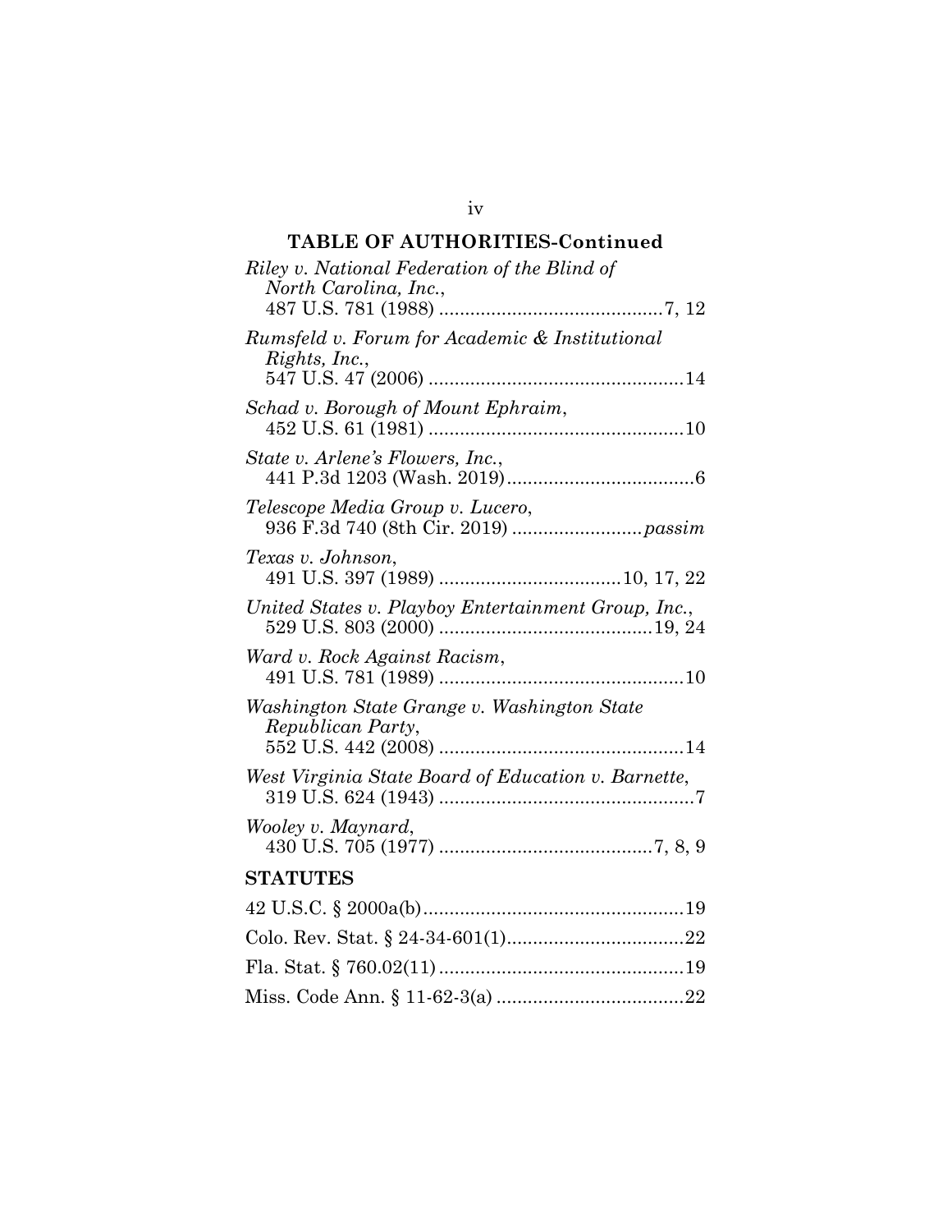## TABLE OF AUTHORITIES-Continued

*Riley v. National Federation of the Blind of North Carolina, Inc.*,
487 U.S. 781 (1988) ..........................................7, 12

*Rumsfeld v. Forum for Academic & Institutional Rights, Inc.*,
547 U.S. 47 (2006) ................................................14

*Schad v. Borough of Mount Ephraim*,
452 U.S. 61 (1981) ................................................10

*State v. Arlene's Flowers, Inc.*,
441 P.3d 1203 (Wash. 2019)...................................6

*Telescope Media Group v. Lucero*,
936 F.3d 740 (8th Cir. 2019) ........................*passim*

*Texas v. Johnson*,
491 U.S. 397 (1989) ..................................10, 17, 22

*United States v. Playboy Entertainment Group, Inc.*,
529 U.S. 803 (2000) ........................................19, 24

*Ward v. Rock Against Racism*,
491 U.S. 781 (1989) ..............................................10

*Washington State Grange v. Washington State Republican Party*,
552 U.S. 442 (2008) ..............................................14

*West Virginia State Board of Education v. Barnette*,
319 U.S. 624 (1943) ................................................7

*Wooley v. Maynard*,
430 U.S. 705 (1977) ........................................7, 8, 9

## STATUTES

42 U.S.C. § 2000a(b).................................................19

Colo. Rev. Stat. § 24-34-601(1).................................22

Fla. Stat. § 760.02(11)..............................................19

Miss. Code Ann. § 11-62-3(a) ...................................22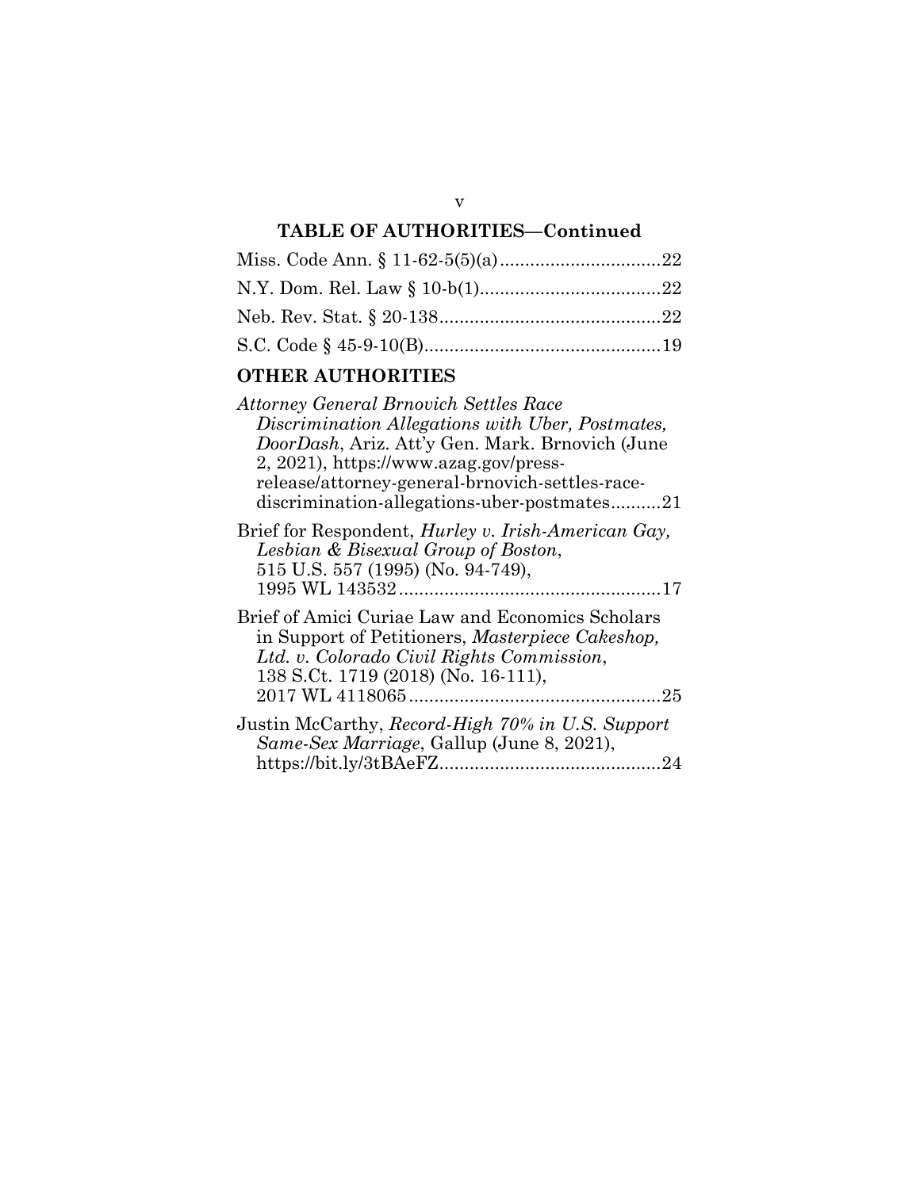## TABLE OF AUTHORITIES—Continued

Miss. Code Ann. § 11-62-5(5)(a) ................................22

N.Y. Dom. Rel. Law § 10-b(1)....................................22

Neb. Rev. Stat. § 20-138............................................22

S.C. Code § 45-9-10(B)...............................................19

## OTHER AUTHORITIES

*Attorney General Brnovich Settles Race Discrimination Allegations with Uber, Postmates, DoorDash*, Ariz. Att'y Gen. Mark. Brnovich (June 2, 2021), https://www.azag.gov/press-release/attorney-general-brnovich-settles-race-discrimination-allegations-uber-postmates..........21

Brief for Respondent, *Hurley v. Irish-American Gay, Lesbian & Bisexual Group of Boston*, 515 U.S. 557 (1995) (No. 94-749), 1995 WL 143532....................................................17

Brief of Amici Curiae Law and Economics Scholars in Support of Petitioners, *Masterpiece Cakeshop, Ltd. v. Colorado Civil Rights Commission*, 138 S.Ct. 1719 (2018) (No. 16-111), 2017 WL 4118065..................................................25

Justin McCarthy, *Record-High 70% in U.S. Support Same-Sex Marriage*, Gallup (June 8, 2021), https://bit.ly/3tBAeFZ............................................24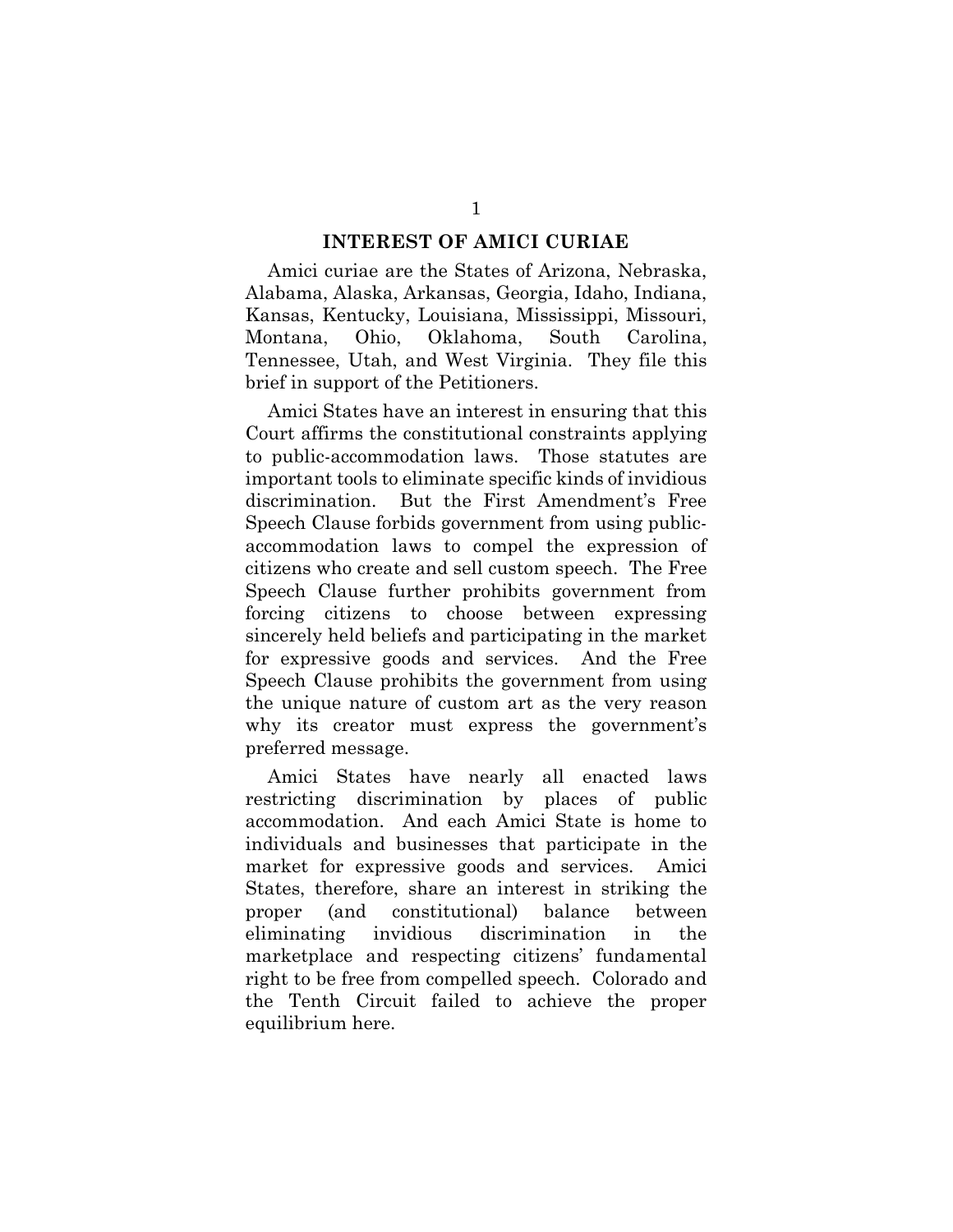## INTEREST OF AMICI CURIAE

Amici curiae are the States of Arizona, Nebraska, Alabama, Alaska, Arkansas, Georgia, Idaho, Indiana, Kansas, Kentucky, Louisiana, Mississippi, Missouri, Montana, Ohio, Oklahoma, South Carolina, Tennessee, Utah, and West Virginia. They file this brief in support of the Petitioners.

Amici States have an interest in ensuring that this Court affirms the constitutional constraints applying to public-accommodation laws. Those statutes are important tools to eliminate specific kinds of invidious discrimination. But the First Amendment's Free Speech Clause forbids government from using public-accommodation laws to compel the expression of citizens who create and sell custom speech. The Free Speech Clause further prohibits government from forcing citizens to choose between expressing sincerely held beliefs and participating in the market for expressive goods and services. And the Free Speech Clause prohibits the government from using the unique nature of custom art as the very reason why its creator must express the government's preferred message.

Amici States have nearly all enacted laws restricting discrimination by places of public accommodation. And each Amici State is home to individuals and businesses that participate in the market for expressive goods and services. Amici States, therefore, share an interest in striking the proper (and constitutional) balance between eliminating invidious discrimination in the marketplace and respecting citizens' fundamental right to be free from compelled speech. Colorado and the Tenth Circuit failed to achieve the proper equilibrium here.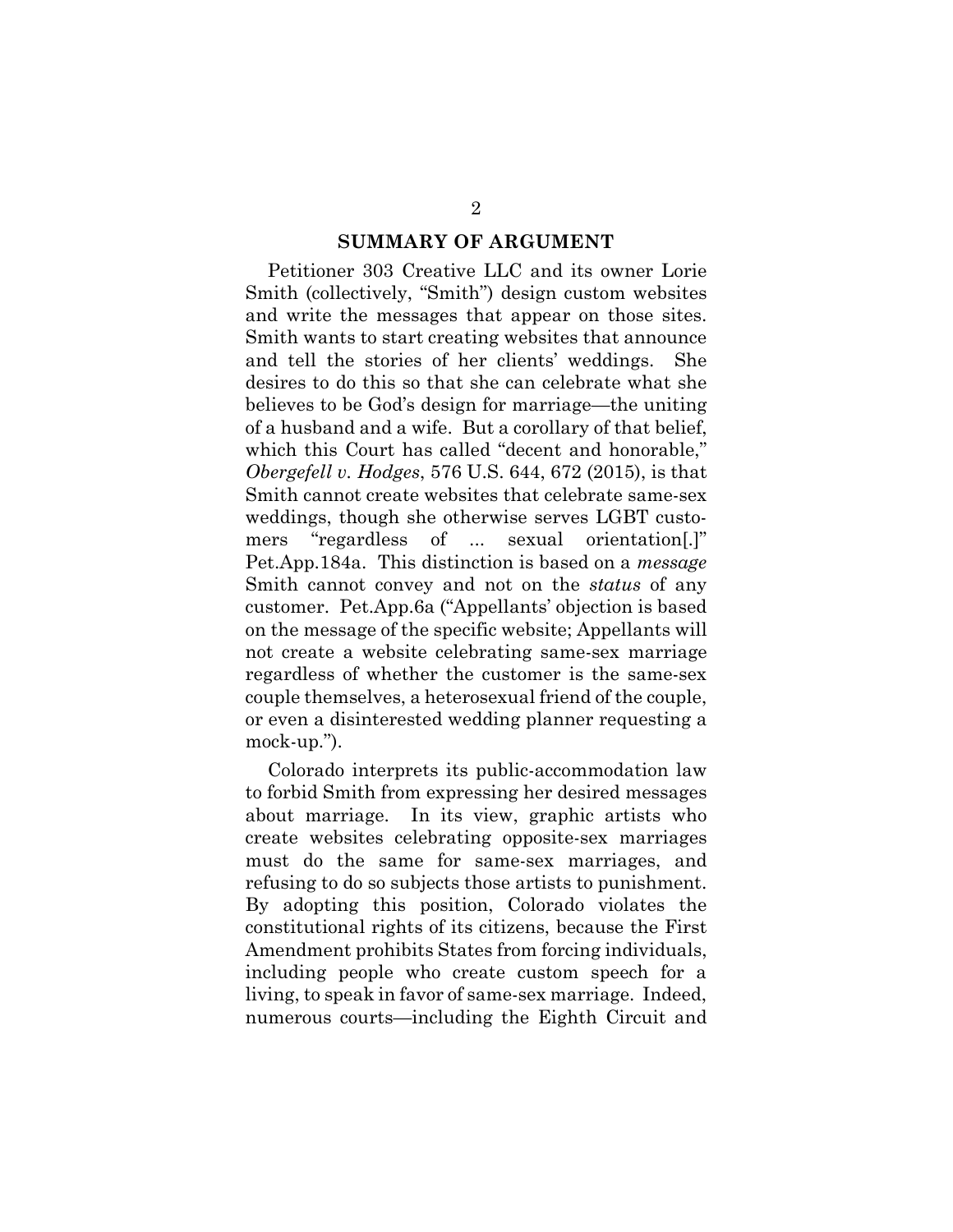## SUMMARY OF ARGUMENT

Petitioner 303 Creative LLC and its owner Lorie Smith (collectively, "Smith") design custom websites and write the messages that appear on those sites. Smith wants to start creating websites that announce and tell the stories of her clients' weddings. She desires to do this so that she can celebrate what she believes to be God's design for marriage—the uniting of a husband and a wife. But a corollary of that belief, which this Court has called "decent and honorable," *Obergefell v. Hodges*, 576 U.S. 644, 672 (2015), is that Smith cannot create websites that celebrate same-sex weddings, though she otherwise serves LGBT customers "regardless of ... sexual orientation[.]" Pet.App.184a. This distinction is based on a *message* Smith cannot convey and not on the *status* of any customer. Pet.App.6a ("Appellants' objection is based on the message of the specific website; Appellants will not create a website celebrating same-sex marriage regardless of whether the customer is the same-sex couple themselves, a heterosexual friend of the couple, or even a disinterested wedding planner requesting a mock-up.").

Colorado interprets its public-accommodation law to forbid Smith from expressing her desired messages about marriage. In its view, graphic artists who create websites celebrating opposite-sex marriages must do the same for same-sex marriages, and refusing to do so subjects those artists to punishment. By adopting this position, Colorado violates the constitutional rights of its citizens, because the First Amendment prohibits States from forcing individuals, including people who create custom speech for a living, to speak in favor of same-sex marriage. Indeed, numerous courts—including the Eighth Circuit and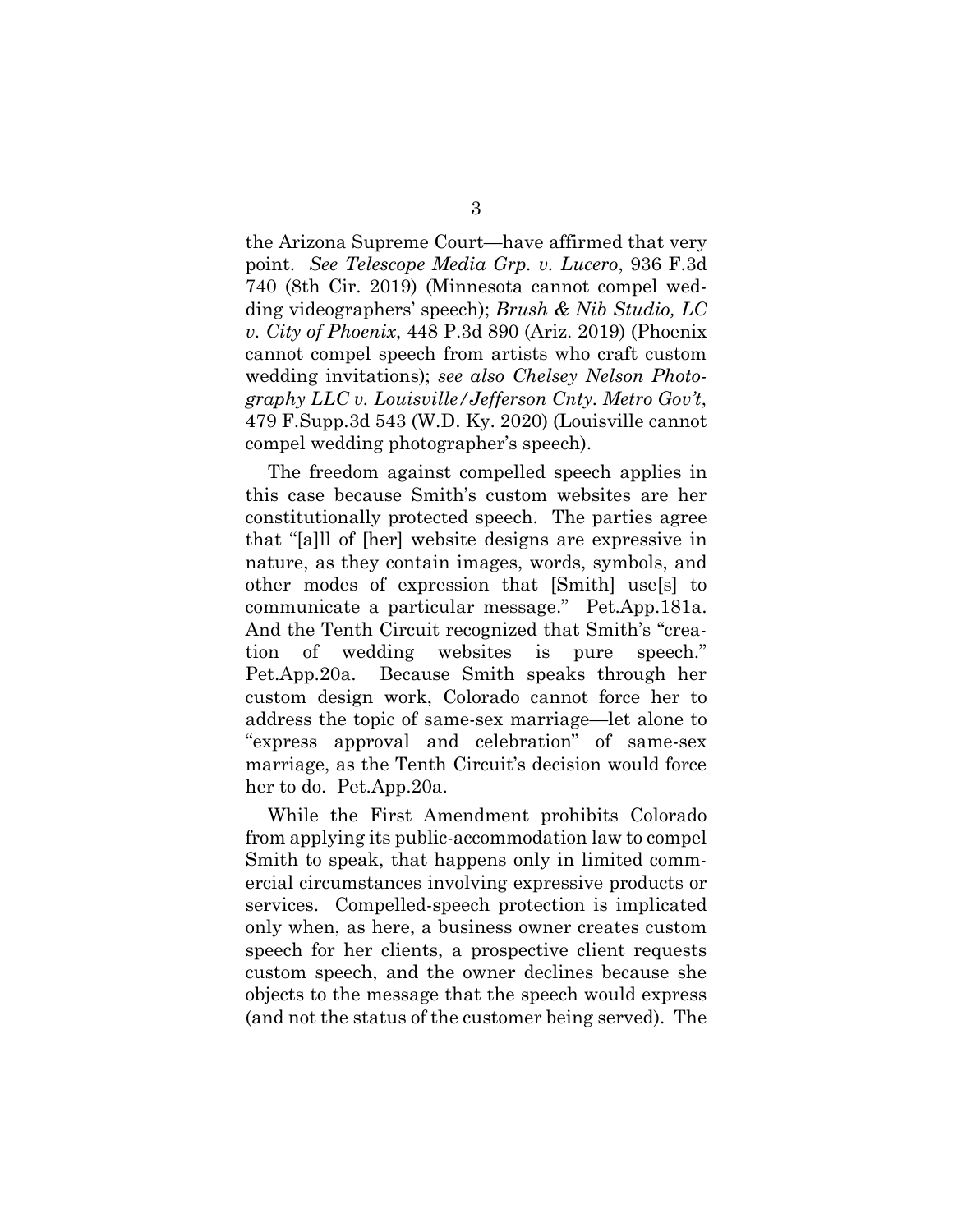the Arizona Supreme Court—have affirmed that very point. *See Telescope Media Grp. v. Lucero*, 936 F.3d 740 (8th Cir. 2019) (Minnesota cannot compel wedding videographers' speech); *Brush & Nib Studio, LC v. City of Phoenix*, 448 P.3d 890 (Ariz. 2019) (Phoenix cannot compel speech from artists who craft custom wedding invitations); *see also Chelsey Nelson Photography LLC v. Louisville/Jefferson Cnty. Metro Gov't*, 479 F.Supp.3d 543 (W.D. Ky. 2020) (Louisville cannot compel wedding photographer's speech).

The freedom against compelled speech applies in this case because Smith's custom websites are her constitutionally protected speech. The parties agree that "[a]ll of [her] website designs are expressive in nature, as they contain images, words, symbols, and other modes of expression that [Smith] use[s] to communicate a particular message." Pet.App.181a. And the Tenth Circuit recognized that Smith's "creation of wedding websites is pure speech." Pet.App.20a. Because Smith speaks through her custom design work, Colorado cannot force her to address the topic of same-sex marriage—let alone to "express approval and celebration" of same-sex marriage, as the Tenth Circuit's decision would force her to do. Pet.App.20a.

While the First Amendment prohibits Colorado from applying its public-accommodation law to compel Smith to speak, that happens only in limited commercial circumstances involving expressive products or services. Compelled-speech protection is implicated only when, as here, a business owner creates custom speech for her clients, a prospective client requests custom speech, and the owner declines because she objects to the message that the speech would express (and not the status of the customer being served). The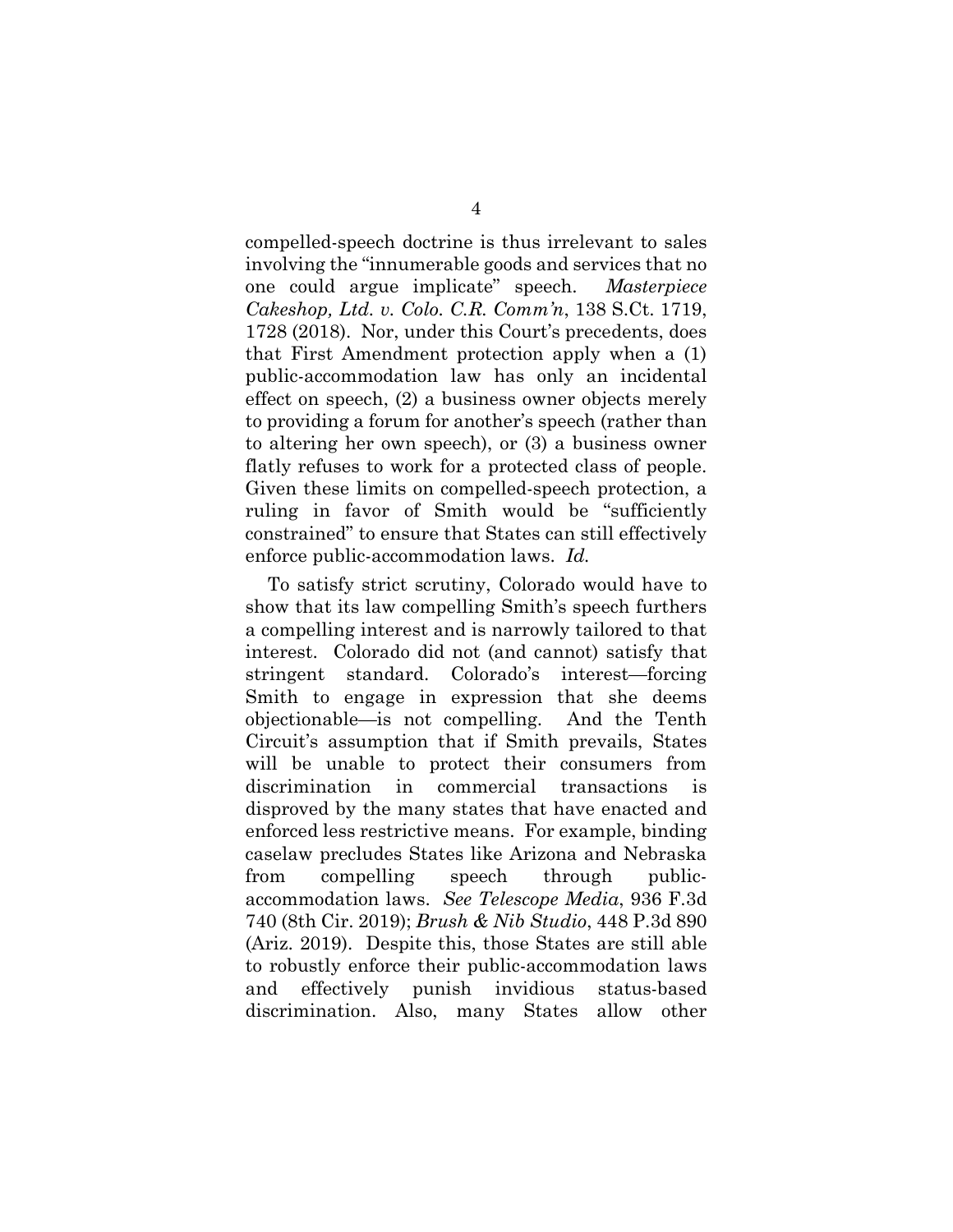compelled-speech doctrine is thus irrelevant to sales involving the "innumerable goods and services that no one could argue implicate" speech. *Masterpiece Cakeshop, Ltd. v. Colo. C.R. Comm'n*, 138 S.Ct. 1719, 1728 (2018). Nor, under this Court's precedents, does that First Amendment protection apply when a (1) public-accommodation law has only an incidental effect on speech, (2) a business owner objects merely to providing a forum for another's speech (rather than to altering her own speech), or (3) a business owner flatly refuses to work for a protected class of people. Given these limits on compelled-speech protection, a ruling in favor of Smith would be "sufficiently constrained" to ensure that States can still effectively enforce public-accommodation laws. *Id.*

To satisfy strict scrutiny, Colorado would have to show that its law compelling Smith's speech furthers a compelling interest and is narrowly tailored to that interest. Colorado did not (and cannot) satisfy that stringent standard. Colorado's interest—forcing Smith to engage in expression that she deems objectionable—is not compelling. And the Tenth Circuit's assumption that if Smith prevails, States will be unable to protect their consumers from discrimination in commercial transactions is disproved by the many states that have enacted and enforced less restrictive means. For example, binding caselaw precludes States like Arizona and Nebraska from compelling speech through public-accommodation laws. *See Telescope Media*, 936 F.3d 740 (8th Cir. 2019); *Brush & Nib Studio*, 448 P.3d 890 (Ariz. 2019). Despite this, those States are still able to robustly enforce their public-accommodation laws and effectively punish invidious status-based discrimination. Also, many States allow other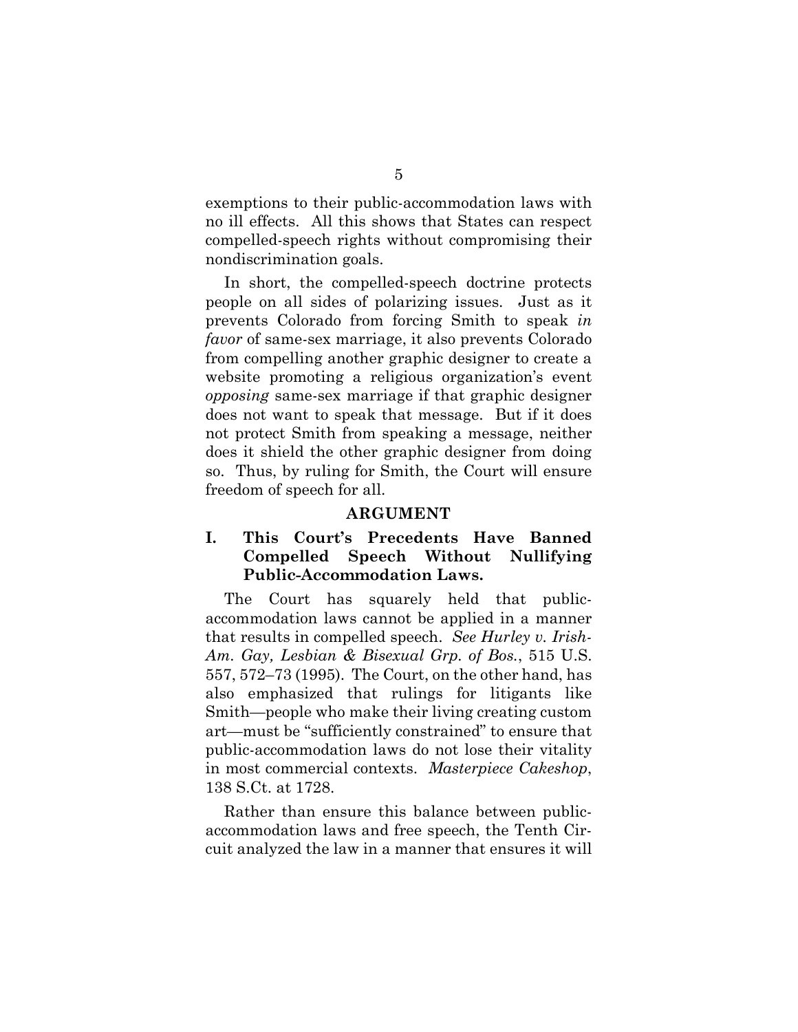exemptions to their public-accommodation laws with no ill effects. All this shows that States can respect compelled-speech rights without compromising their nondiscrimination goals.

In short, the compelled-speech doctrine protects people on all sides of polarizing issues. Just as it prevents Colorado from forcing Smith to speak *in favor* of same-sex marriage, it also prevents Colorado from compelling another graphic designer to create a website promoting a religious organization's event *opposing* same-sex marriage if that graphic designer does not want to speak that message. But if it does not protect Smith from speaking a message, neither does it shield the other graphic designer from doing so. Thus, by ruling for Smith, the Court will ensure freedom of speech for all.

## ARGUMENT

### I. This Court's Precedents Have Banned Compelled Speech Without Nullifying Public-Accommodation Laws.

The Court has squarely held that public-accommodation laws cannot be applied in a manner that results in compelled speech. *See Hurley v. Irish-Am. Gay, Lesbian & Bisexual Grp. of Bos.*, 515 U.S. 557, 572–73 (1995). The Court, on the other hand, has also emphasized that rulings for litigants like Smith—people who make their living creating custom art—must be "sufficiently constrained" to ensure that public-accommodation laws do not lose their vitality in most commercial contexts. *Masterpiece Cakeshop*, 138 S.Ct. at 1728.

Rather than ensure this balance between public-accommodation laws and free speech, the Tenth Circuit analyzed the law in a manner that ensures it will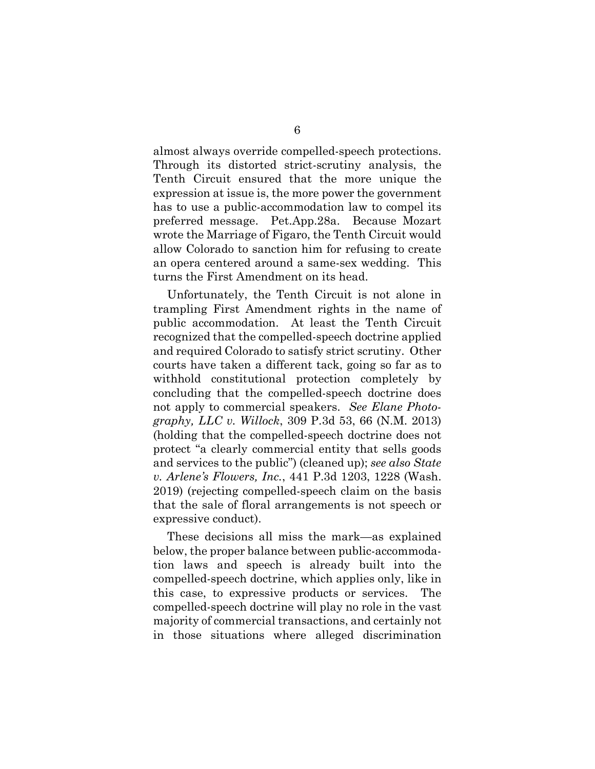almost always override compelled-speech protections. Through its distorted strict-scrutiny analysis, the Tenth Circuit ensured that the more unique the expression at issue is, the more power the government has to use a public-accommodation law to compel its preferred message. Pet.App.28a. Because Mozart wrote the Marriage of Figaro, the Tenth Circuit would allow Colorado to sanction him for refusing to create an opera centered around a same-sex wedding. This turns the First Amendment on its head.

Unfortunately, the Tenth Circuit is not alone in trampling First Amendment rights in the name of public accommodation. At least the Tenth Circuit recognized that the compelled-speech doctrine applied and required Colorado to satisfy strict scrutiny. Other courts have taken a different tack, going so far as to withhold constitutional protection completely by concluding that the compelled-speech doctrine does not apply to commercial speakers. *See Elane Photography, LLC v. Willock*, 309 P.3d 53, 66 (N.M. 2013) (holding that the compelled-speech doctrine does not protect "a clearly commercial entity that sells goods and services to the public") (cleaned up); *see also State v. Arlene's Flowers, Inc.*, 441 P.3d 1203, 1228 (Wash. 2019) (rejecting compelled-speech claim on the basis that the sale of floral arrangements is not speech or expressive conduct).

These decisions all miss the mark—as explained below, the proper balance between public-accommodation laws and speech is already built into the compelled-speech doctrine, which applies only, like in this case, to expressive products or services. The compelled-speech doctrine will play no role in the vast majority of commercial transactions, and certainly not in those situations where alleged discrimination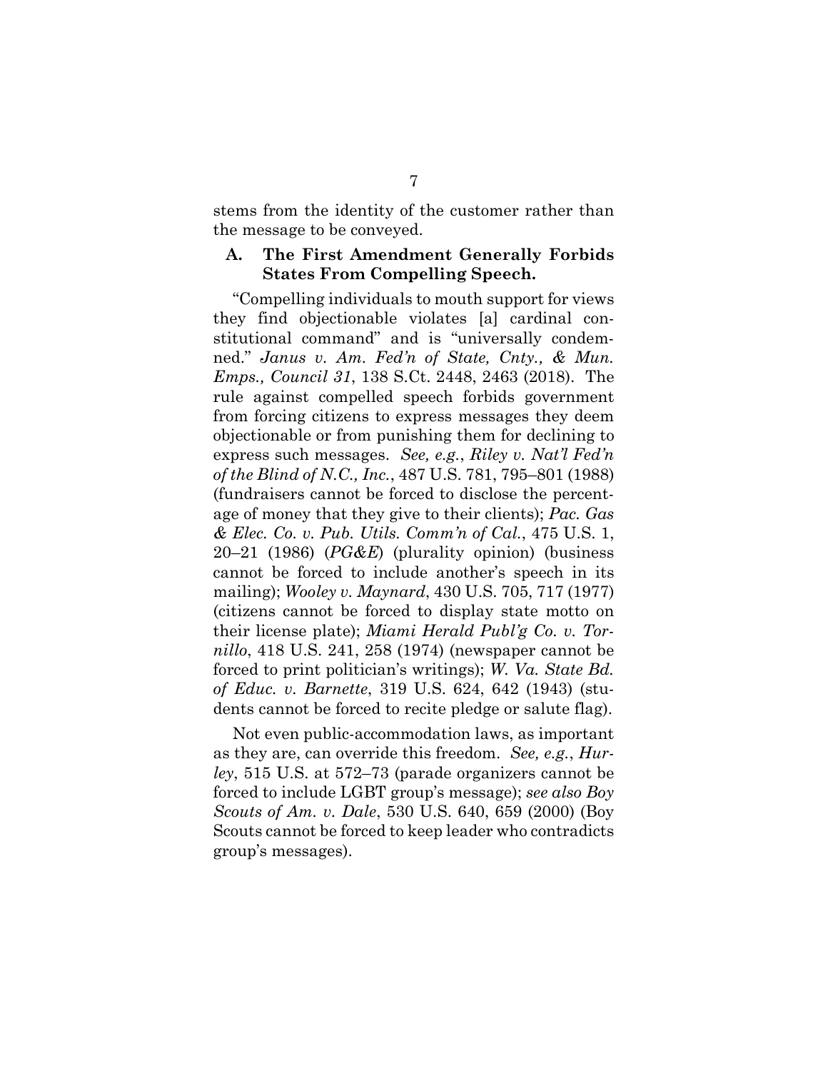stems from the identity of the customer rather than the message to be conveyed.

### A. The First Amendment Generally Forbids States From Compelling Speech.

"Compelling individuals to mouth support for views they find objectionable violates [a] cardinal constitutional command" and is "universally condemned." *Janus v. Am. Fed'n of State, Cnty., & Mun. Emps., Council 31*, 138 S.Ct. 2448, 2463 (2018). The rule against compelled speech forbids government from forcing citizens to express messages they deem objectionable or from punishing them for declining to express such messages. *See, e.g.*, *Riley v. Nat'l Fed'n of the Blind of N.C., Inc.*, 487 U.S. 781, 795–801 (1988) (fundraisers cannot be forced to disclose the percentage of money that they give to their clients); *Pac. Gas & Elec. Co. v. Pub. Utils. Comm'n of Cal.*, 475 U.S. 1, 20–21 (1986) (*PG&E*) (plurality opinion) (business cannot be forced to include another's speech in its mailing); *Wooley v. Maynard*, 430 U.S. 705, 717 (1977) (citizens cannot be forced to display state motto on their license plate); *Miami Herald Publ'g Co. v. Tornillo*, 418 U.S. 241, 258 (1974) (newspaper cannot be forced to print politician's writings); *W. Va. State Bd. of Educ. v. Barnette*, 319 U.S. 624, 642 (1943) (students cannot be forced to recite pledge or salute flag).

Not even public-accommodation laws, as important as they are, can override this freedom. *See, e.g.*, *Hurley*, 515 U.S. at 572–73 (parade organizers cannot be forced to include LGBT group's message); *see also Boy Scouts of Am. v. Dale*, 530 U.S. 640, 659 (2000) (Boy Scouts cannot be forced to keep leader who contradicts group's messages).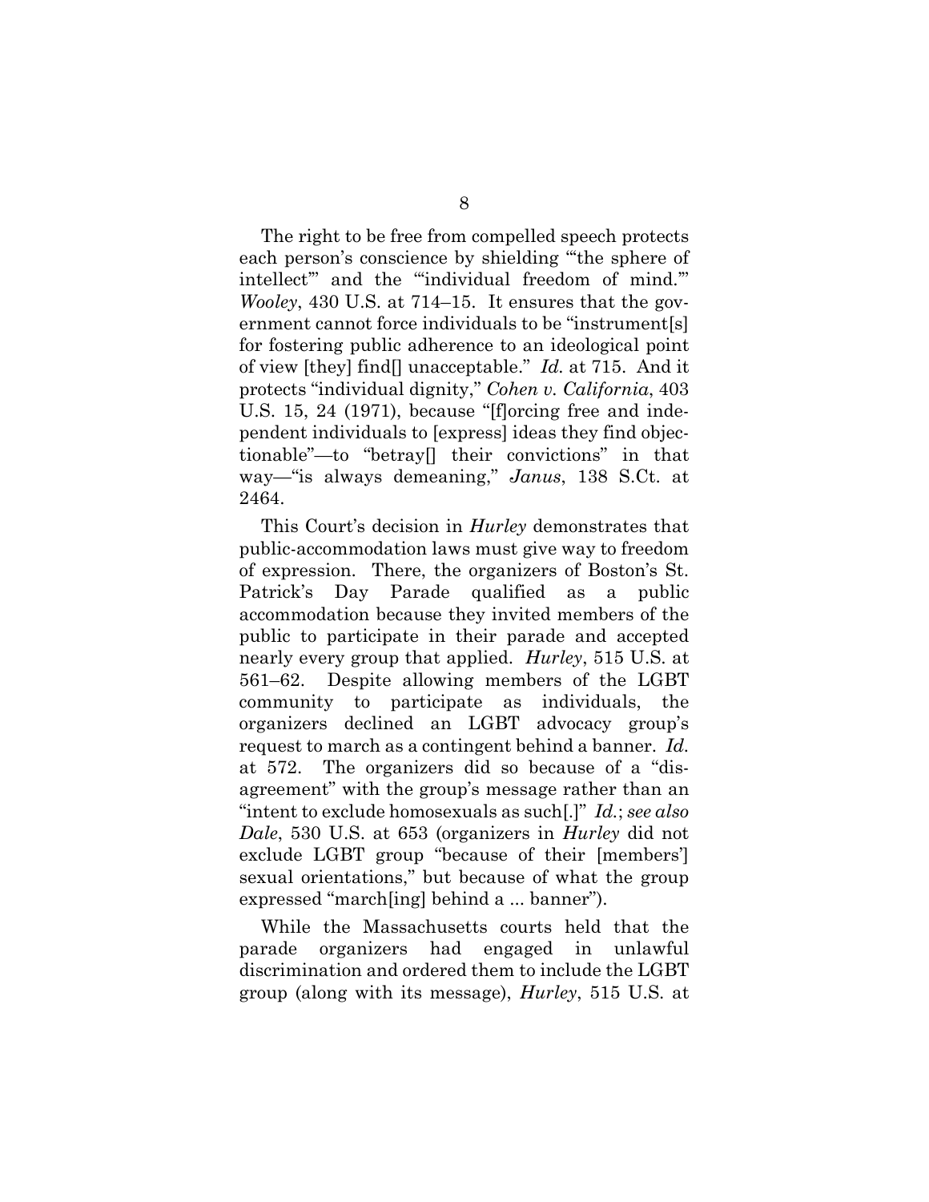The right to be free from compelled speech protects each person's conscience by shielding "'the sphere of intellect'" and the "'individual freedom of mind.'" *Wooley*, 430 U.S. at 714–15. It ensures that the government cannot force individuals to be "instrument[s] for fostering public adherence to an ideological point of view [they] find[] unacceptable." *Id.* at 715. And it protects "individual dignity," *Cohen v. California*, 403 U.S. 15, 24 (1971), because "[f]orcing free and independent individuals to [express] ideas they find objectionable"—to "betray[] their convictions" in that way—"is always demeaning," *Janus*, 138 S.Ct. at 2464.

This Court's decision in *Hurley* demonstrates that public-accommodation laws must give way to freedom of expression. There, the organizers of Boston's St. Patrick's Day Parade qualified as a public accommodation because they invited members of the public to participate in their parade and accepted nearly every group that applied. *Hurley*, 515 U.S. at 561–62. Despite allowing members of the LGBT community to participate as individuals, the organizers declined an LGBT advocacy group's request to march as a contingent behind a banner. *Id.* at 572. The organizers did so because of a "disagreement" with the group's message rather than an "intent to exclude homosexuals as such[.]" *Id.*; *see also Dale*, 530 U.S. at 653 (organizers in *Hurley* did not exclude LGBT group "because of their [members'] sexual orientations," but because of what the group expressed "march[ing] behind a ... banner").

While the Massachusetts courts held that the parade organizers had engaged in unlawful discrimination and ordered them to include the LGBT group (along with its message), *Hurley*, 515 U.S. at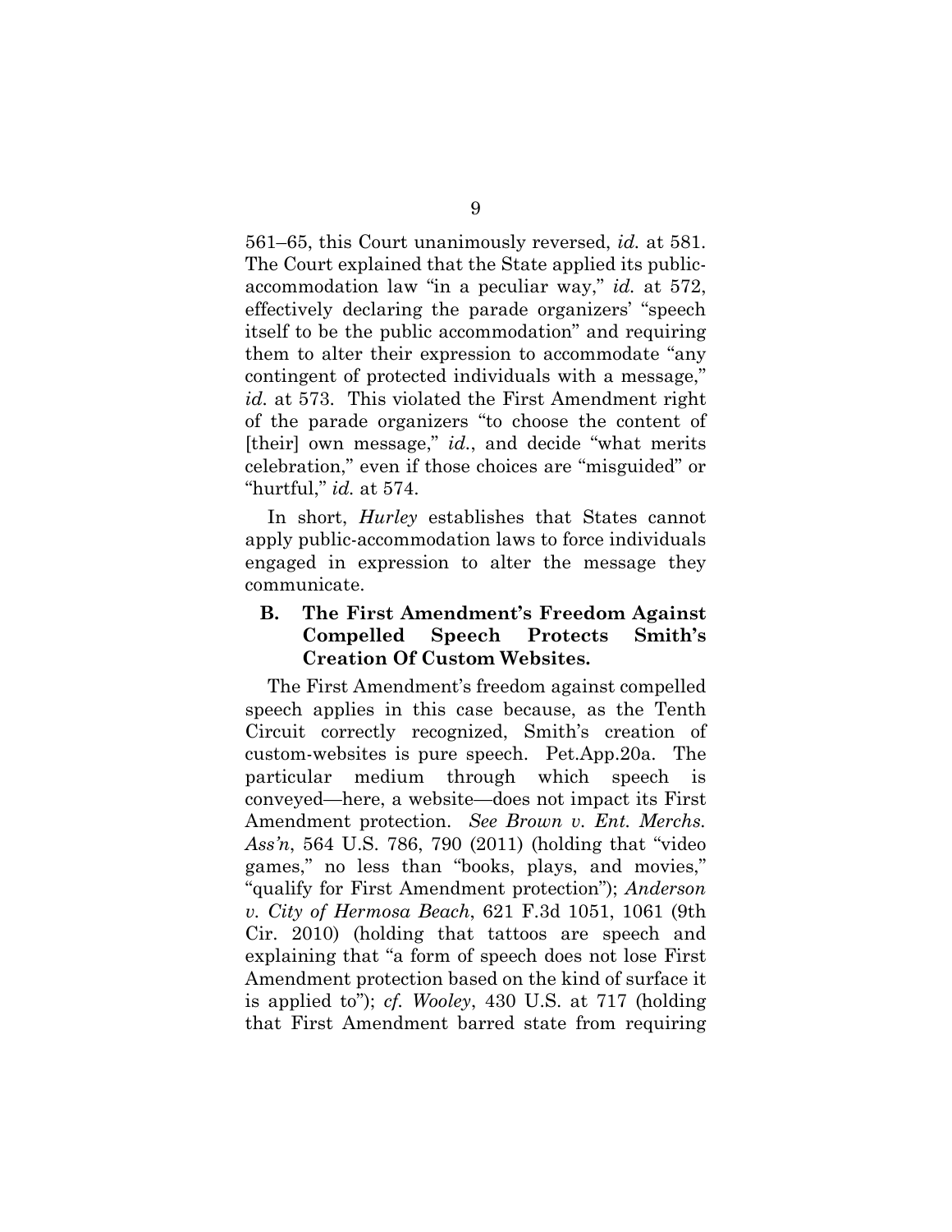561–65, this Court unanimously reversed, *id.* at 581. The Court explained that the State applied its public-accommodation law "in a peculiar way," *id.* at 572, effectively declaring the parade organizers' "speech itself to be the public accommodation" and requiring them to alter their expression to accommodate "any contingent of protected individuals with a message," *id.* at 573. This violated the First Amendment right of the parade organizers "to choose the content of [their] own message," *id.*, and decide "what merits celebration," even if those choices are "misguided" or "hurtful," *id.* at 574.

In short, *Hurley* establishes that States cannot apply public-accommodation laws to force individuals engaged in expression to alter the message they communicate.

### B. The First Amendment's Freedom Against Compelled Speech Protects Smith's Creation Of Custom Websites.

The First Amendment's freedom against compelled speech applies in this case because, as the Tenth Circuit correctly recognized, Smith's creation of custom-websites is pure speech. Pet.App.20a. The particular medium through which speech is conveyed—here, a website—does not impact its First Amendment protection. *See Brown v. Ent. Merchs. Ass'n*, 564 U.S. 786, 790 (2011) (holding that "video games," no less than "books, plays, and movies," "qualify for First Amendment protection"); *Anderson v. City of Hermosa Beach*, 621 F.3d 1051, 1061 (9th Cir. 2010) (holding that tattoos are speech and explaining that "a form of speech does not lose First Amendment protection based on the kind of surface it is applied to"); *cf. Wooley*, 430 U.S. at 717 (holding that First Amendment barred state from requiring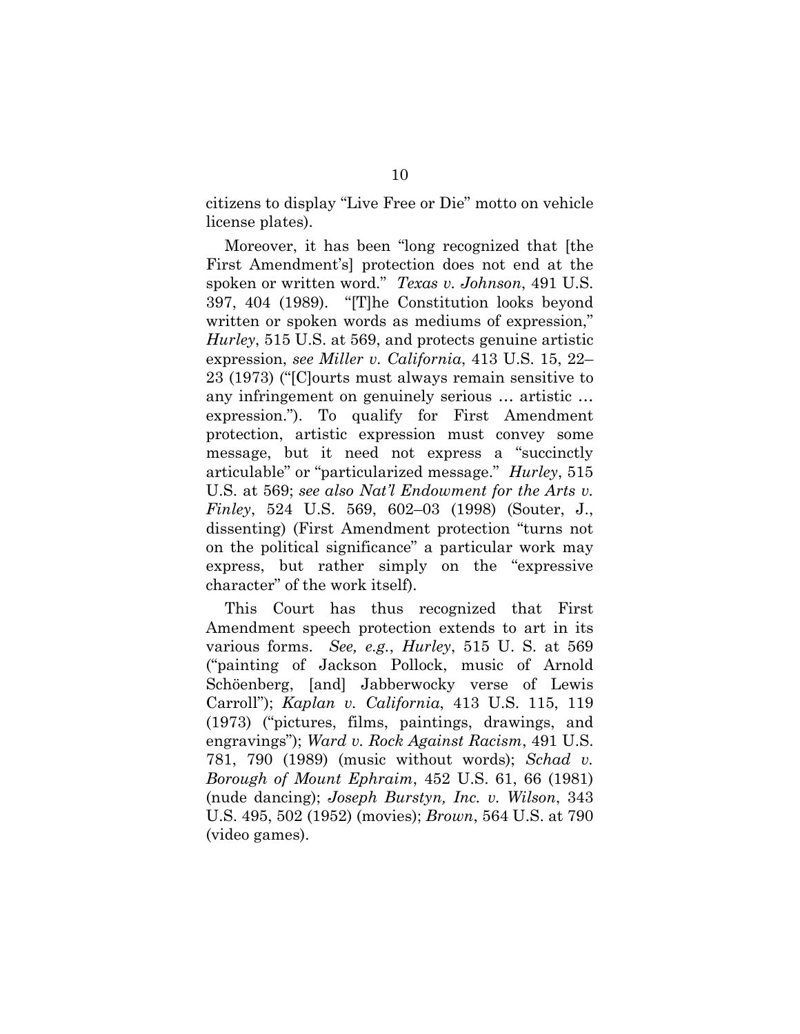citizens to display "Live Free or Die" motto on vehicle license plates).

Moreover, it has been "long recognized that [the First Amendment's] protection does not end at the spoken or written word." *Texas v. Johnson*, 491 U.S. 397, 404 (1989). "[T]he Constitution looks beyond written or spoken words as mediums of expression," *Hurley*, 515 U.S. at 569, and protects genuine artistic expression, *see Miller v. California*, 413 U.S. 15, 22–23 (1973) ("[C]ourts must always remain sensitive to any infringement on genuinely serious … artistic … expression."). To qualify for First Amendment protection, artistic expression must convey some message, but it need not express a "succinctly articulable" or "particularized message." *Hurley*, 515 U.S. at 569; *see also Nat'l Endowment for the Arts v. Finley*, 524 U.S. 569, 602–03 (1998) (Souter, J., dissenting) (First Amendment protection "turns not on the political significance" a particular work may express, but rather simply on the "expressive character" of the work itself).

This Court has thus recognized that First Amendment speech protection extends to art in its various forms. *See, e.g.*, *Hurley*, 515 U. S. at 569 ("painting of Jackson Pollock, music of Arnold Schöenberg, [and] Jabberwocky verse of Lewis Carroll"); *Kaplan v. California*, 413 U.S. 115, 119 (1973) ("pictures, films, paintings, drawings, and engravings"); *Ward v. Rock Against Racism*, 491 U.S. 781, 790 (1989) (music without words); *Schad v. Borough of Mount Ephraim*, 452 U.S. 61, 66 (1981) (nude dancing); *Joseph Burstyn, Inc. v. Wilson*, 343 U.S. 495, 502 (1952) (movies); *Brown*, 564 U.S. at 790 (video games).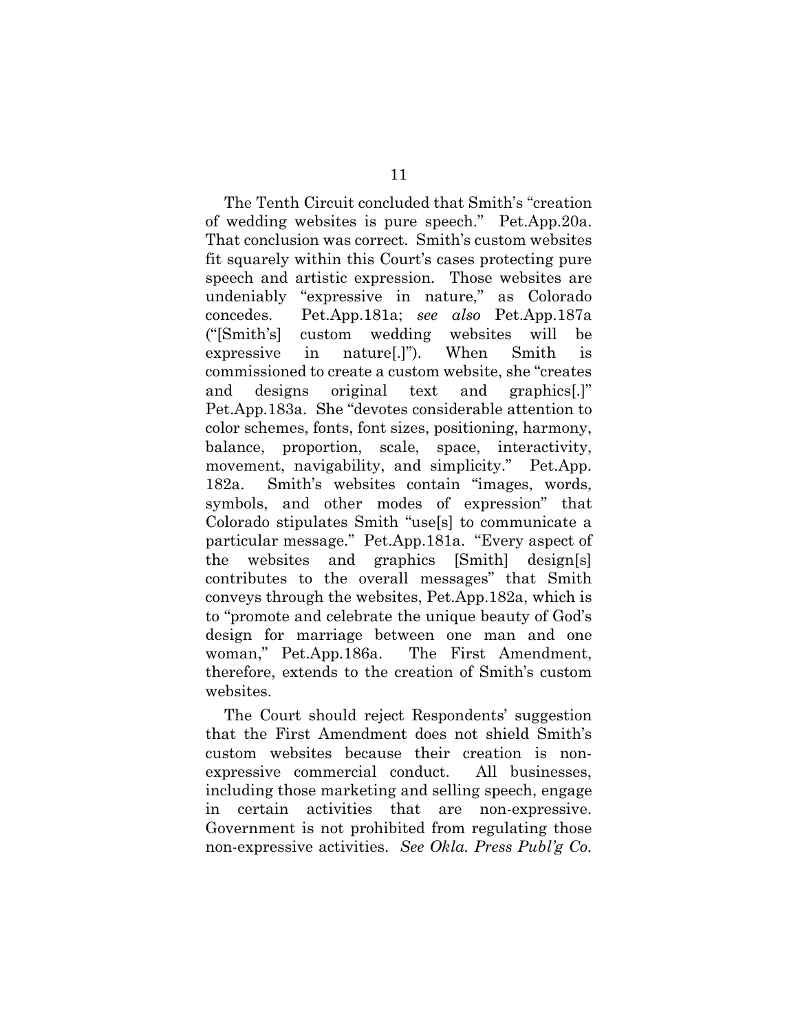The Tenth Circuit concluded that Smith's "creation of wedding websites is pure speech." Pet.App.20a. That conclusion was correct. Smith's custom websites fit squarely within this Court's cases protecting pure speech and artistic expression. Those websites are undeniably "expressive in nature," as Colorado concedes. Pet.App.181a; *see also* Pet.App.187a ("[Smith's] custom wedding websites will be expressive in nature[.]"). When Smith is commissioned to create a custom website, she "creates and designs original text and graphics[.]" Pet.App.183a. She "devotes considerable attention to color schemes, fonts, font sizes, positioning, harmony, balance, proportion, scale, space, interactivity, movement, navigability, and simplicity." Pet.App. 182a. Smith's websites contain "images, words, symbols, and other modes of expression" that Colorado stipulates Smith "use[s] to communicate a particular message." Pet.App.181a. "Every aspect of the websites and graphics [Smith] design[s] contributes to the overall messages" that Smith conveys through the websites, Pet.App.182a, which is to "promote and celebrate the unique beauty of God's design for marriage between one man and one woman," Pet.App.186a. The First Amendment, therefore, extends to the creation of Smith's custom websites.

The Court should reject Respondents' suggestion that the First Amendment does not shield Smith's custom websites because their creation is non-expressive commercial conduct. All businesses, including those marketing and selling speech, engage in certain activities that are non-expressive. Government is not prohibited from regulating those non-expressive activities. *See Okla. Press Publ'g Co.*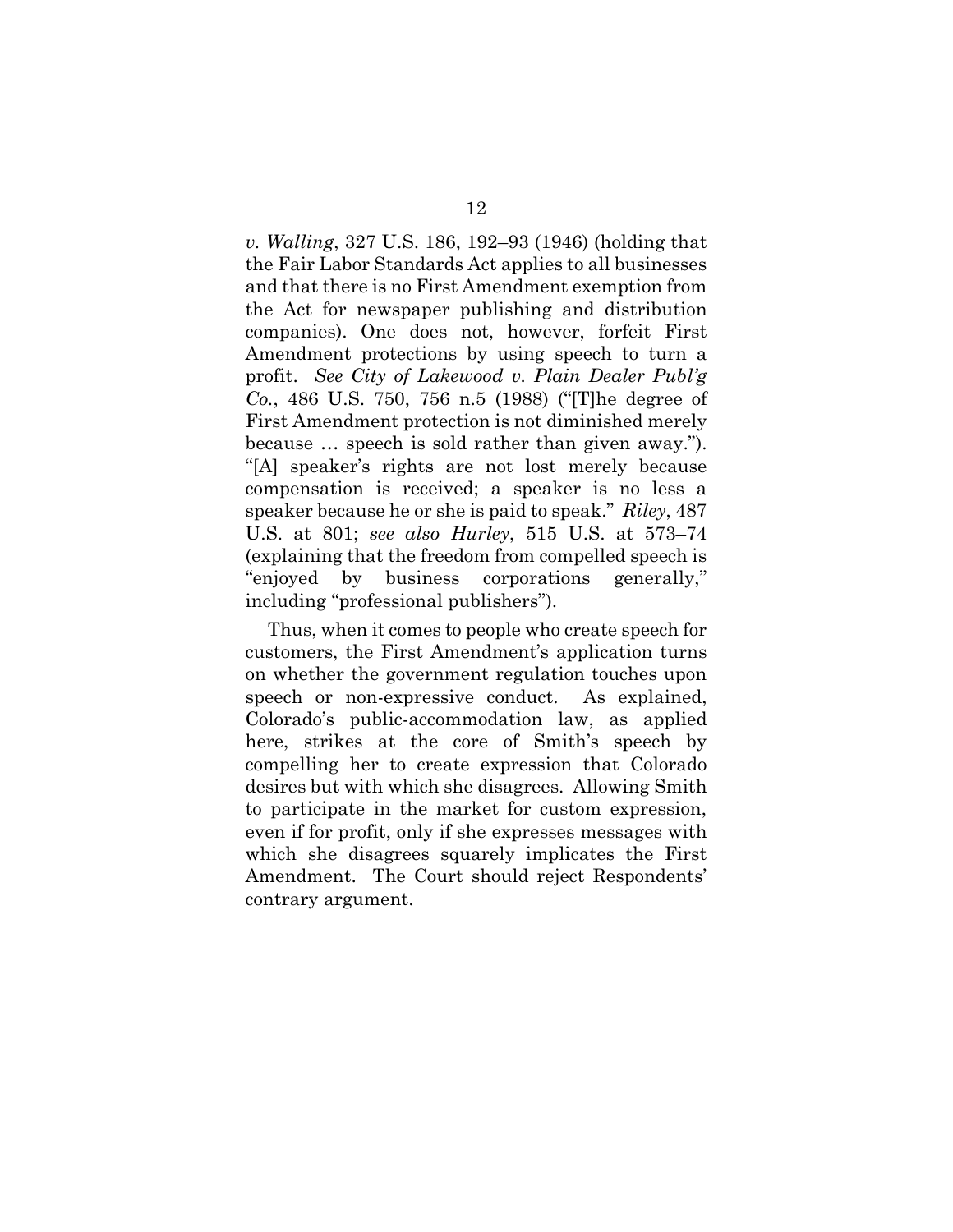*v. Walling*, 327 U.S. 186, 192–93 (1946) (holding that the Fair Labor Standards Act applies to all businesses and that there is no First Amendment exemption from the Act for newspaper publishing and distribution companies). One does not, however, forfeit First Amendment protections by using speech to turn a profit. *See City of Lakewood v. Plain Dealer Publ'g Co.*, 486 U.S. 750, 756 n.5 (1988) ("[T]he degree of First Amendment protection is not diminished merely because … speech is sold rather than given away."). "[A] speaker's rights are not lost merely because compensation is received; a speaker is no less a speaker because he or she is paid to speak." *Riley*, 487 U.S. at 801; *see also Hurley*, 515 U.S. at 573–74 (explaining that the freedom from compelled speech is "enjoyed by business corporations generally," including "professional publishers").

Thus, when it comes to people who create speech for customers, the First Amendment's application turns on whether the government regulation touches upon speech or non-expressive conduct. As explained, Colorado's public-accommodation law, as applied here, strikes at the core of Smith's speech by compelling her to create expression that Colorado desires but with which she disagrees. Allowing Smith to participate in the market for custom expression, even if for profit, only if she expresses messages with which she disagrees squarely implicates the First Amendment. The Court should reject Respondents' contrary argument.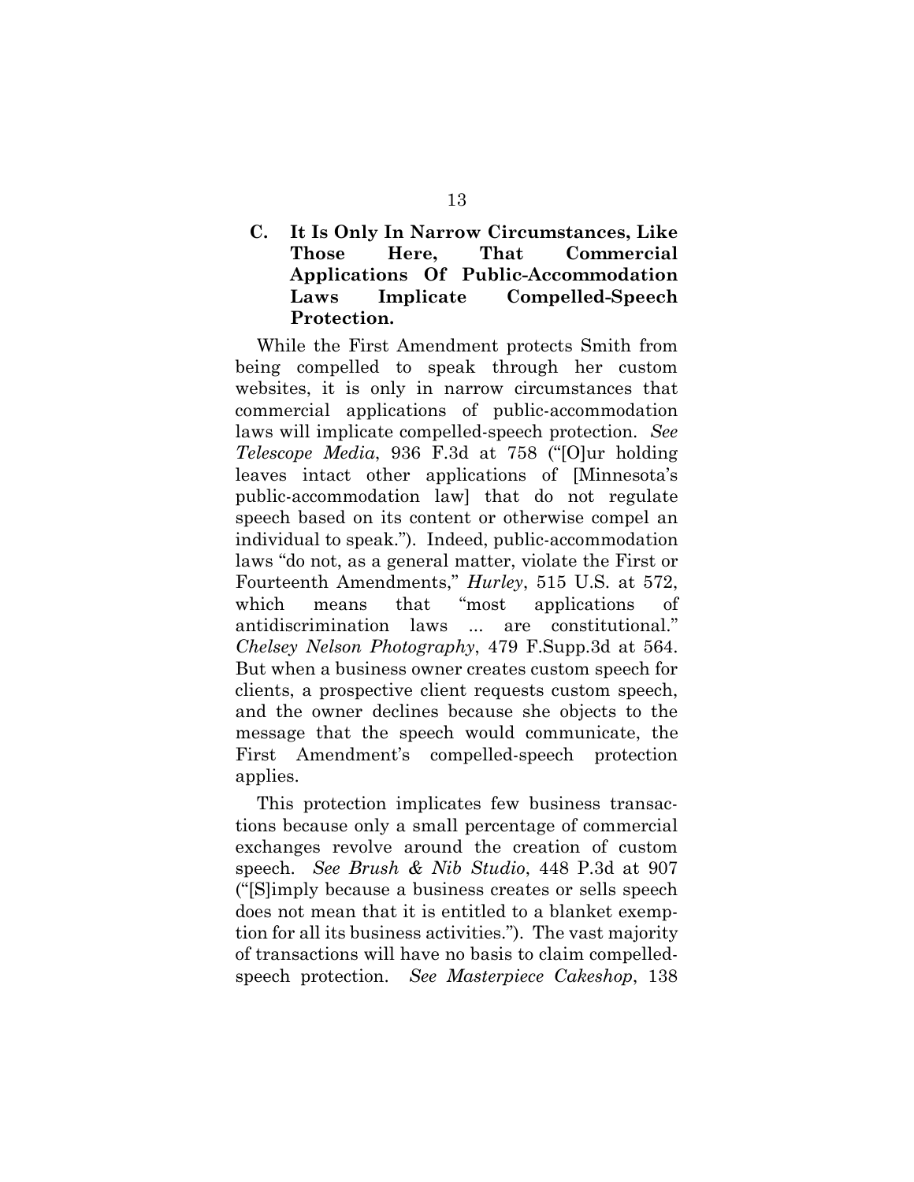### C. It Is Only In Narrow Circumstances, Like Those Here, That Commercial Applications Of Public-Accommodation Laws Implicate Compelled-Speech Protection.

While the First Amendment protects Smith from being compelled to speak through her custom websites, it is only in narrow circumstances that commercial applications of public-accommodation laws will implicate compelled-speech protection. *See Telescope Media*, 936 F.3d at 758 ("[O]ur holding leaves intact other applications of [Minnesota's public-accommodation law] that do not regulate speech based on its content or otherwise compel an individual to speak."). Indeed, public-accommodation laws "do not, as a general matter, violate the First or Fourteenth Amendments," *Hurley*, 515 U.S. at 572, which means that "most applications of antidiscrimination laws ... are constitutional." *Chelsey Nelson Photography*, 479 F.Supp.3d at 564. But when a business owner creates custom speech for clients, a prospective client requests custom speech, and the owner declines because she objects to the message that the speech would communicate, the First Amendment's compelled-speech protection applies.

This protection implicates few business transactions because only a small percentage of commercial exchanges revolve around the creation of custom speech. *See Brush & Nib Studio*, 448 P.3d at 907 ("[S]imply because a business creates or sells speech does not mean that it is entitled to a blanket exemption for all its business activities."). The vast majority of transactions will have no basis to claim compelled-speech protection. *See Masterpiece Cakeshop*, 138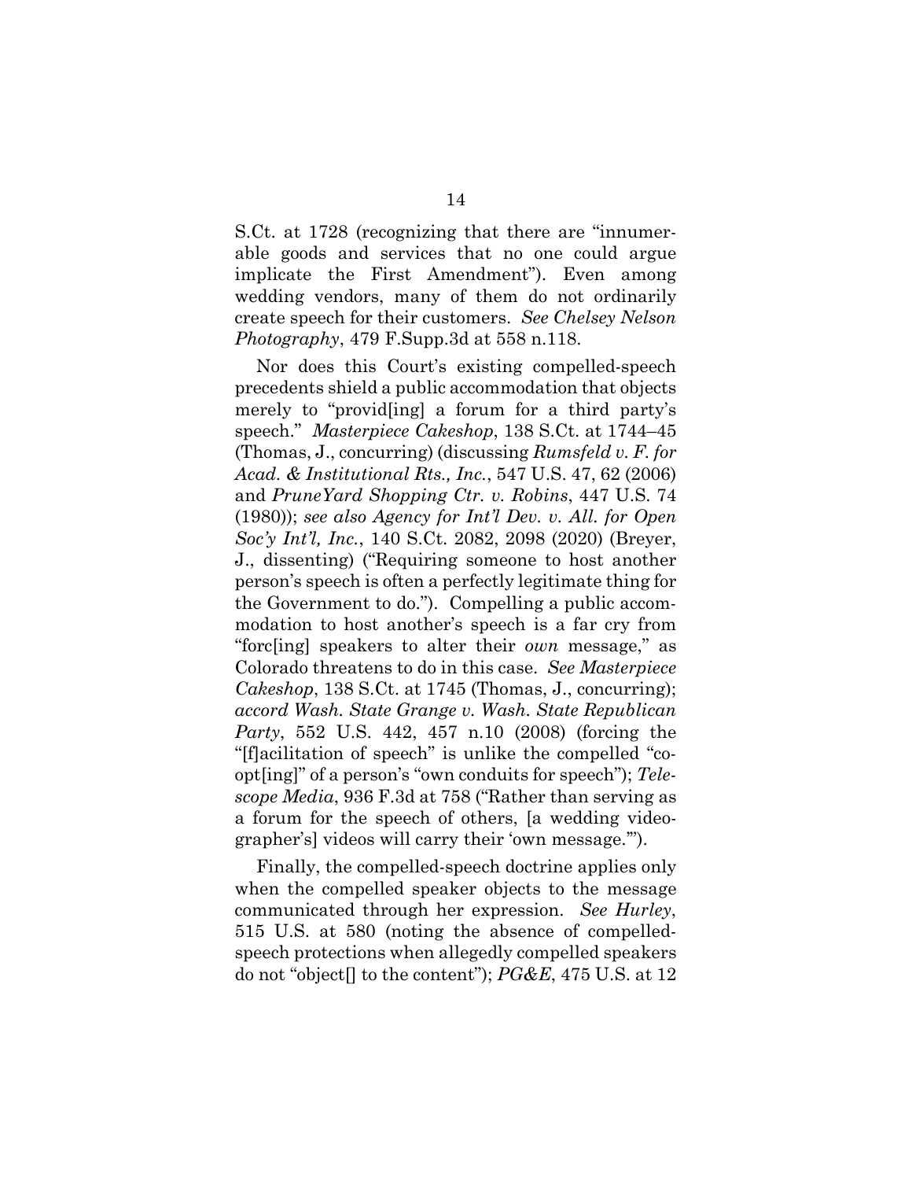S.Ct. at 1728 (recognizing that there are "innumerable goods and services that no one could argue implicate the First Amendment"). Even among wedding vendors, many of them do not ordinarily create speech for their customers. *See Chelsey Nelson Photography*, 479 F.Supp.3d at 558 n.118.

Nor does this Court's existing compelled-speech precedents shield a public accommodation that objects merely to "provid[ing] a forum for a third party's speech." *Masterpiece Cakeshop*, 138 S.Ct. at 1744–45 (Thomas, J., concurring) (discussing *Rumsfeld v. F. for Acad. & Institutional Rts., Inc.*, 547 U.S. 47, 62 (2006) and *PruneYard Shopping Ctr. v. Robins*, 447 U.S. 74 (1980)); *see also Agency for Int'l Dev. v. All. for Open Soc'y Int'l, Inc.*, 140 S.Ct. 2082, 2098 (2020) (Breyer, J., dissenting) ("Requiring someone to host another person's speech is often a perfectly legitimate thing for the Government to do."). Compelling a public accommodation to host another's speech is a far cry from "forc[ing] speakers to alter their *own* message," as Colorado threatens to do in this case. *See Masterpiece Cakeshop*, 138 S.Ct. at 1745 (Thomas, J., concurring); *accord Wash. State Grange v. Wash. State Republican Party*, 552 U.S. 442, 457 n.10 (2008) (forcing the "[f]acilitation of speech" is unlike the compelled "co-opt[ing]" of a person's "own conduits for speech"); *Telescope Media*, 936 F.3d at 758 ("Rather than serving as a forum for the speech of others, [a wedding videographer's] videos will carry their 'own message.'").

Finally, the compelled-speech doctrine applies only when the compelled speaker objects to the message communicated through her expression. *See Hurley*, 515 U.S. at 580 (noting the absence of compelled-speech protections when allegedly compelled speakers do not "object[] to the content"); *PG&E*, 475 U.S. at 12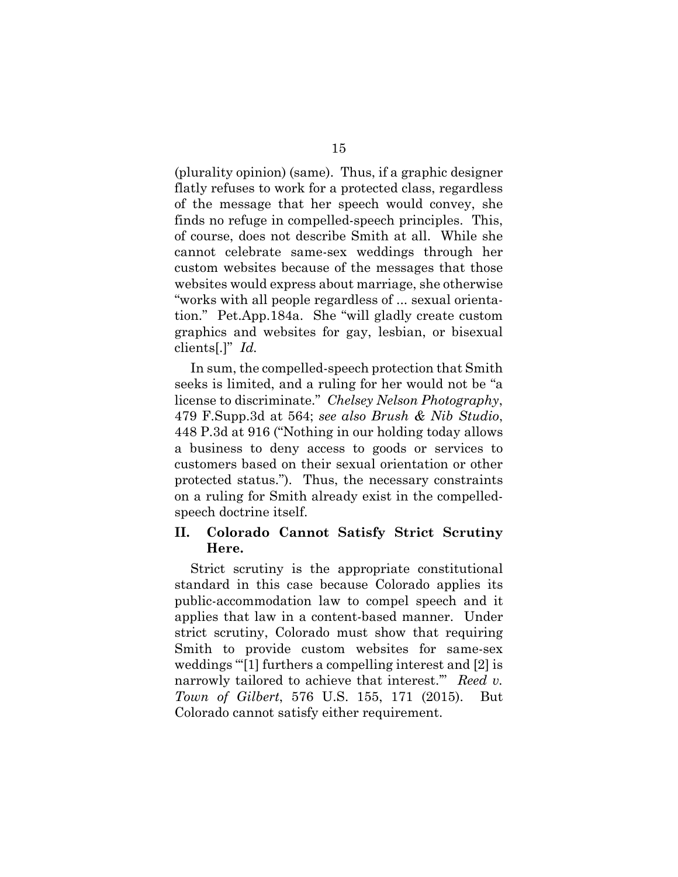(plurality opinion) (same). Thus, if a graphic designer flatly refuses to work for a protected class, regardless of the message that her speech would convey, she finds no refuge in compelled-speech principles. This, of course, does not describe Smith at all. While she cannot celebrate same-sex weddings through her custom websites because of the messages that those websites would express about marriage, she otherwise "works with all people regardless of ... sexual orientation." Pet.App.184a. She "will gladly create custom graphics and websites for gay, lesbian, or bisexual clients[.]" *Id.*

In sum, the compelled-speech protection that Smith seeks is limited, and a ruling for her would not be "a license to discriminate." *Chelsey Nelson Photography*, 479 F.Supp.3d at 564; *see also Brush & Nib Studio*, 448 P.3d at 916 ("Nothing in our holding today allows a business to deny access to goods or services to customers based on their sexual orientation or other protected status."). Thus, the necessary constraints on a ruling for Smith already exist in the compelled-speech doctrine itself.

## II. Colorado Cannot Satisfy Strict Scrutiny Here.

Strict scrutiny is the appropriate constitutional standard in this case because Colorado applies its public-accommodation law to compel speech and it applies that law in a content-based manner. Under strict scrutiny, Colorado must show that requiring Smith to provide custom websites for same-sex weddings "'[1] furthers a compelling interest and [2] is narrowly tailored to achieve that interest.'" *Reed v. Town of Gilbert*, 576 U.S. 155, 171 (2015). But Colorado cannot satisfy either requirement.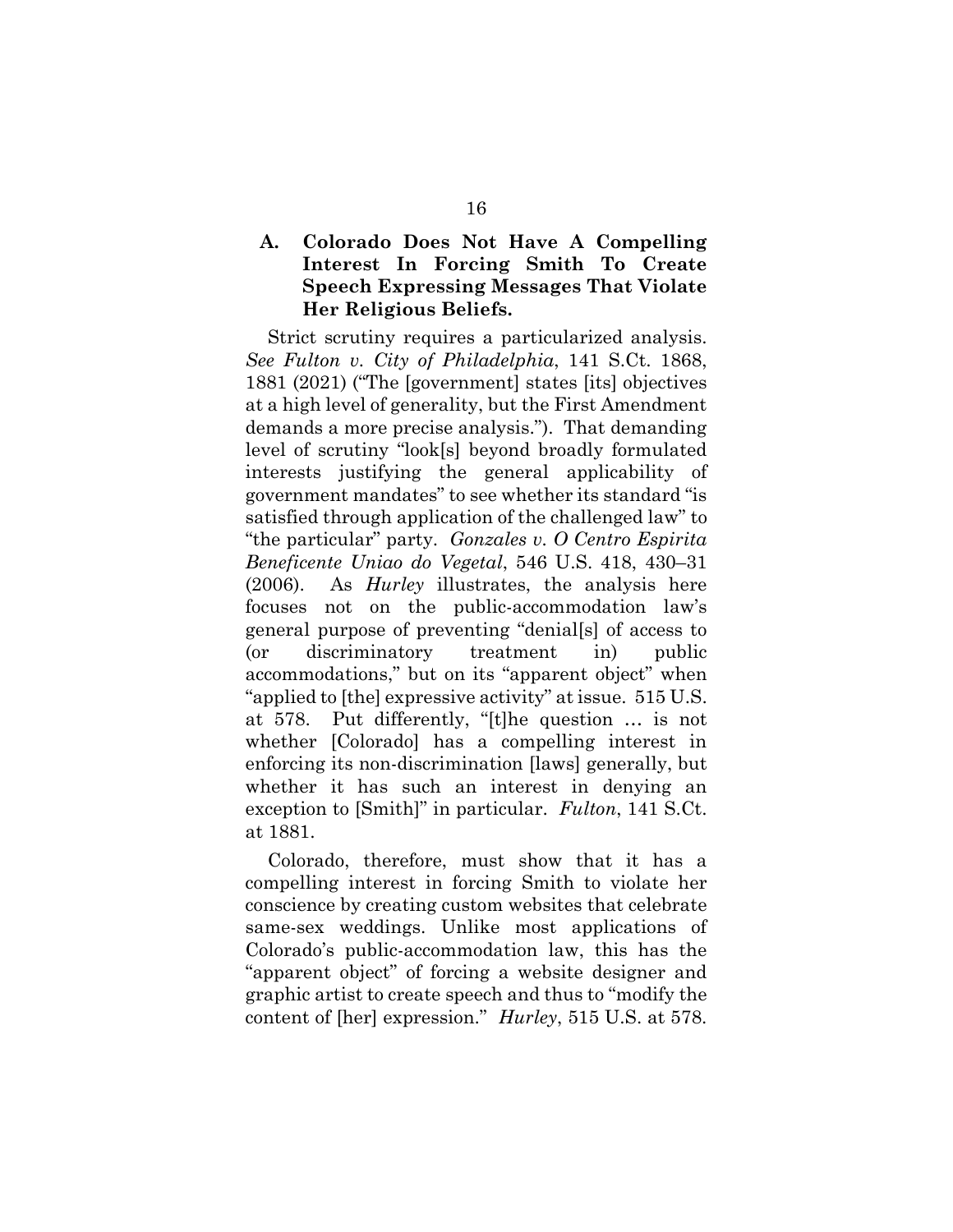### A. Colorado Does Not Have A Compelling Interest In Forcing Smith To Create Speech Expressing Messages That Violate Her Religious Beliefs.

Strict scrutiny requires a particularized analysis. *See Fulton v. City of Philadelphia*, 141 S.Ct. 1868, 1881 (2021) ("The [government] states [its] objectives at a high level of generality, but the First Amendment demands a more precise analysis."). That demanding level of scrutiny "look[s] beyond broadly formulated interests justifying the general applicability of government mandates" to see whether its standard "is satisfied through application of the challenged law" to "the particular" party. *Gonzales v. O Centro Espirita Beneficente Uniao do Vegetal*, 546 U.S. 418, 430–31 (2006). As *Hurley* illustrates, the analysis here focuses not on the public-accommodation law's general purpose of preventing "denial[s] of access to (or discriminatory treatment in) public accommodations," but on its "apparent object" when "applied to [the] expressive activity" at issue. 515 U.S. at 578. Put differently, "[t]he question … is not whether [Colorado] has a compelling interest in enforcing its non-discrimination [laws] generally, but whether it has such an interest in denying an exception to [Smith]" in particular. *Fulton*, 141 S.Ct. at 1881.

Colorado, therefore, must show that it has a compelling interest in forcing Smith to violate her conscience by creating custom websites that celebrate same-sex weddings. Unlike most applications of Colorado's public-accommodation law, this has the "apparent object" of forcing a website designer and graphic artist to create speech and thus to "modify the content of [her] expression." *Hurley*, 515 U.S. at 578.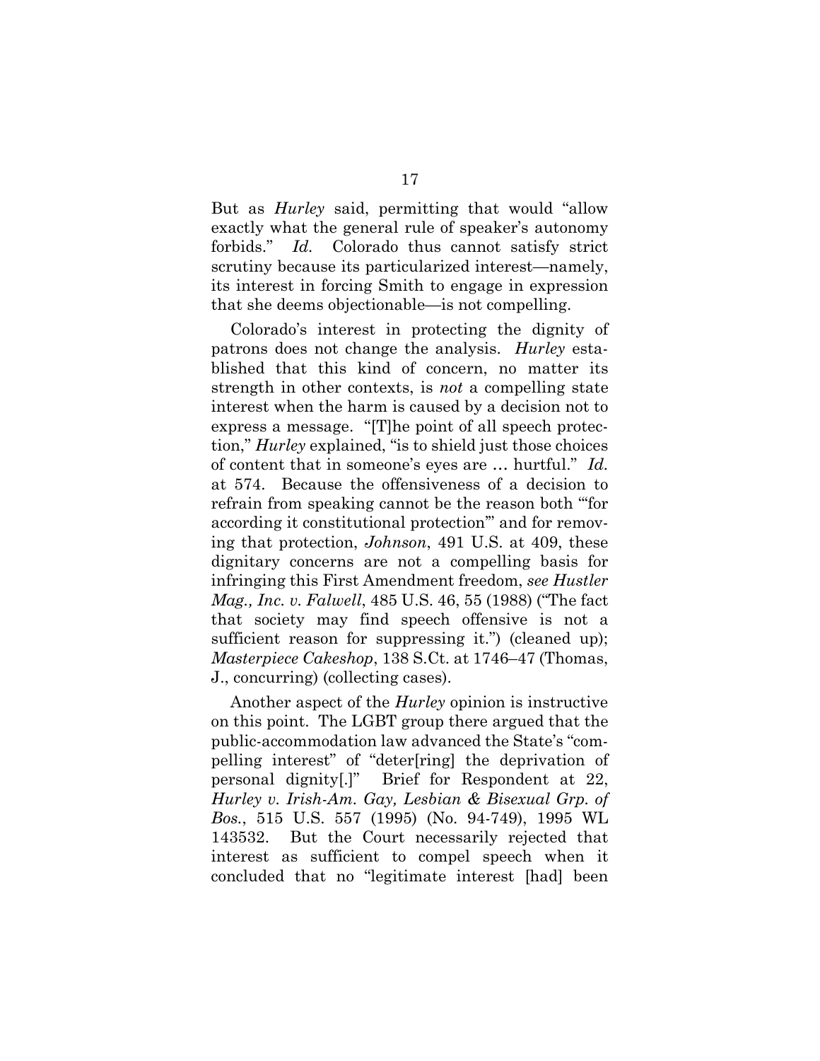But as *Hurley* said, permitting that would "allow exactly what the general rule of speaker's autonomy forbids." *Id.* Colorado thus cannot satisfy strict scrutiny because its particularized interest—namely, its interest in forcing Smith to engage in expression that she deems objectionable—is not compelling.

Colorado's interest in protecting the dignity of patrons does not change the analysis. *Hurley* established that this kind of concern, no matter its strength in other contexts, is *not* a compelling state interest when the harm is caused by a decision not to express a message. "[T]he point of all speech protection," *Hurley* explained, "is to shield just those choices of content that in someone's eyes are … hurtful." *Id.* at 574. Because the offensiveness of a decision to refrain from speaking cannot be the reason both "'for according it constitutional protection'" and for removing that protection, *Johnson*, 491 U.S. at 409, these dignitary concerns are not a compelling basis for infringing this First Amendment freedom, *see Hustler Mag., Inc. v. Falwell*, 485 U.S. 46, 55 (1988) ("The fact that society may find speech offensive is not a sufficient reason for suppressing it.") (cleaned up); *Masterpiece Cakeshop*, 138 S.Ct. at 1746–47 (Thomas, J., concurring) (collecting cases).

Another aspect of the *Hurley* opinion is instructive on this point. The LGBT group there argued that the public-accommodation law advanced the State's "compelling interest" of "deter[ring] the deprivation of personal dignity[.]" Brief for Respondent at 22, *Hurley v. Irish-Am. Gay, Lesbian & Bisexual Grp. of Bos.*, 515 U.S. 557 (1995) (No. 94-749), 1995 WL 143532. But the Court necessarily rejected that interest as sufficient to compel speech when it concluded that no "legitimate interest [had] been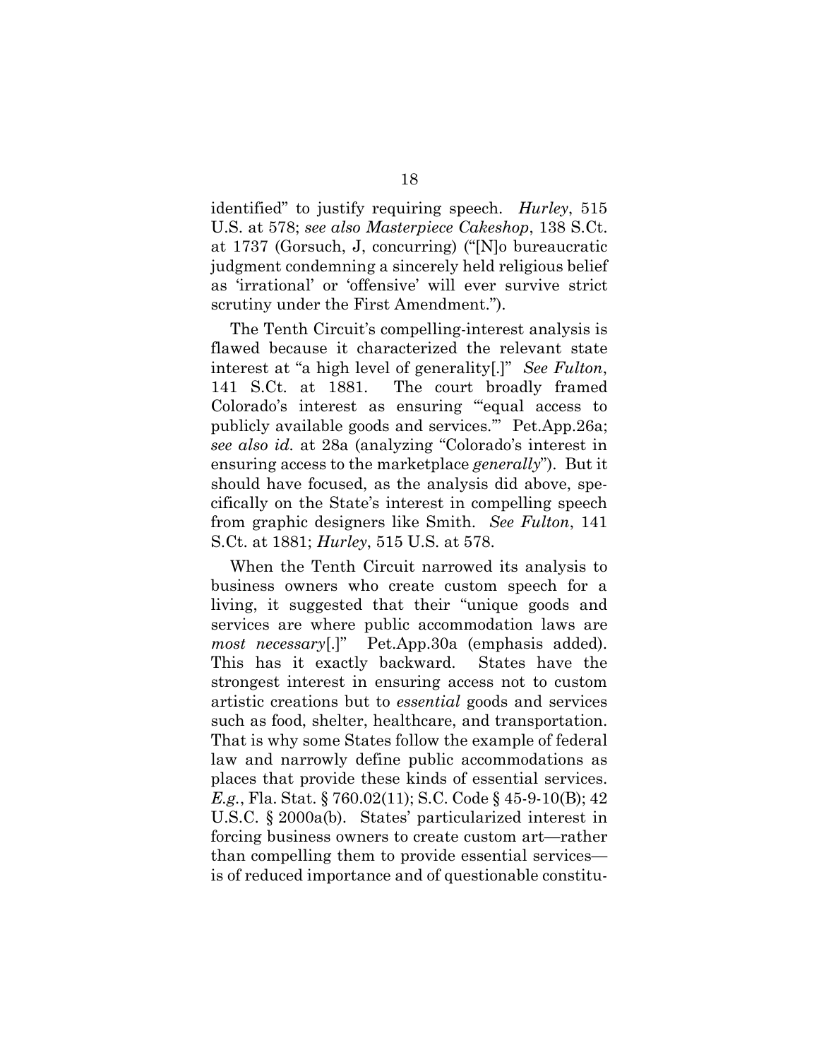identified" to justify requiring speech. *Hurley*, 515 U.S. at 578; *see also Masterpiece Cakeshop*, 138 S.Ct. at 1737 (Gorsuch, J, concurring) ("[N]o bureaucratic judgment condemning a sincerely held religious belief as 'irrational' or 'offensive' will ever survive strict scrutiny under the First Amendment.").

The Tenth Circuit's compelling-interest analysis is flawed because it characterized the relevant state interest at "a high level of generality[.]" *See Fulton*, 141 S.Ct. at 1881. The court broadly framed Colorado's interest as ensuring "'equal access to publicly available goods and services.'" Pet.App.26a; *see also id.* at 28a (analyzing "Colorado's interest in ensuring access to the marketplace *generally*"). But it should have focused, as the analysis did above, specifically on the State's interest in compelling speech from graphic designers like Smith. *See Fulton*, 141 S.Ct. at 1881; *Hurley*, 515 U.S. at 578.

When the Tenth Circuit narrowed its analysis to business owners who create custom speech for a living, it suggested that their "unique goods and services are where public accommodation laws are *most necessary*[.]" Pet.App.30a (emphasis added). This has it exactly backward. States have the strongest interest in ensuring access not to custom artistic creations but to *essential* goods and services such as food, shelter, healthcare, and transportation. That is why some States follow the example of federal law and narrowly define public accommodations as places that provide these kinds of essential services. *E.g.*, Fla. Stat. § 760.02(11); S.C. Code § 45-9-10(B); 42 U.S.C. § 2000a(b). States' particularized interest in forcing business owners to create custom art—rather than compelling them to provide essential services—is of reduced importance and of questionable constitu-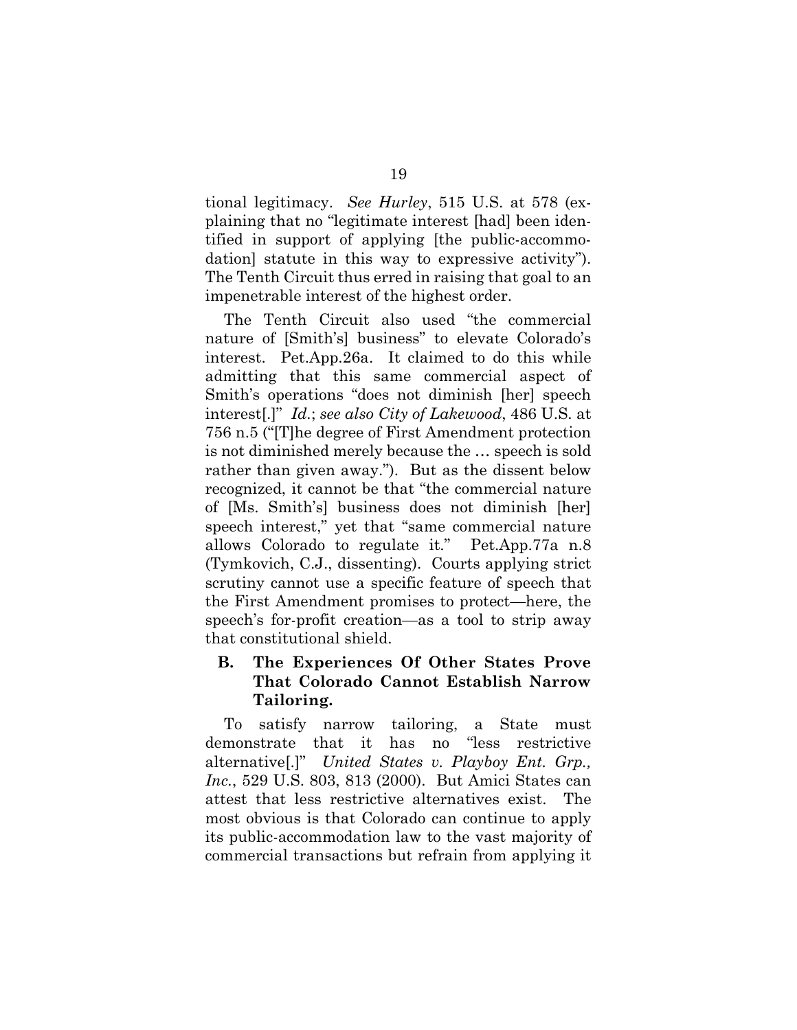tional legitimacy. *See Hurley*, 515 U.S. at 578 (explaining that no "legitimate interest [had] been identified in support of applying [the public-accommodation] statute in this way to expressive activity"). The Tenth Circuit thus erred in raising that goal to an impenetrable interest of the highest order.

The Tenth Circuit also used "the commercial nature of [Smith's] business" to elevate Colorado's interest. Pet.App.26a. It claimed to do this while admitting that this same commercial aspect of Smith's operations "does not diminish [her] speech interest[.]" *Id.*; *see also City of Lakewood*, 486 U.S. at 756 n.5 ("[T]he degree of First Amendment protection is not diminished merely because the … speech is sold rather than given away."). But as the dissent below recognized, it cannot be that "the commercial nature of [Ms. Smith's] business does not diminish [her] speech interest," yet that "same commercial nature allows Colorado to regulate it." Pet.App.77a n.8 (Tymkovich, C.J., dissenting). Courts applying strict scrutiny cannot use a specific feature of speech that the First Amendment promises to protect—here, the speech's for-profit creation—as a tool to strip away that constitutional shield.

### B. The Experiences Of Other States Prove That Colorado Cannot Establish Narrow Tailoring.

To satisfy narrow tailoring, a State must demonstrate that it has no "less restrictive alternative[.]" *United States v. Playboy Ent. Grp., Inc.*, 529 U.S. 803, 813 (2000). But Amici States can attest that less restrictive alternatives exist. The most obvious is that Colorado can continue to apply its public-accommodation law to the vast majority of commercial transactions but refrain from applying it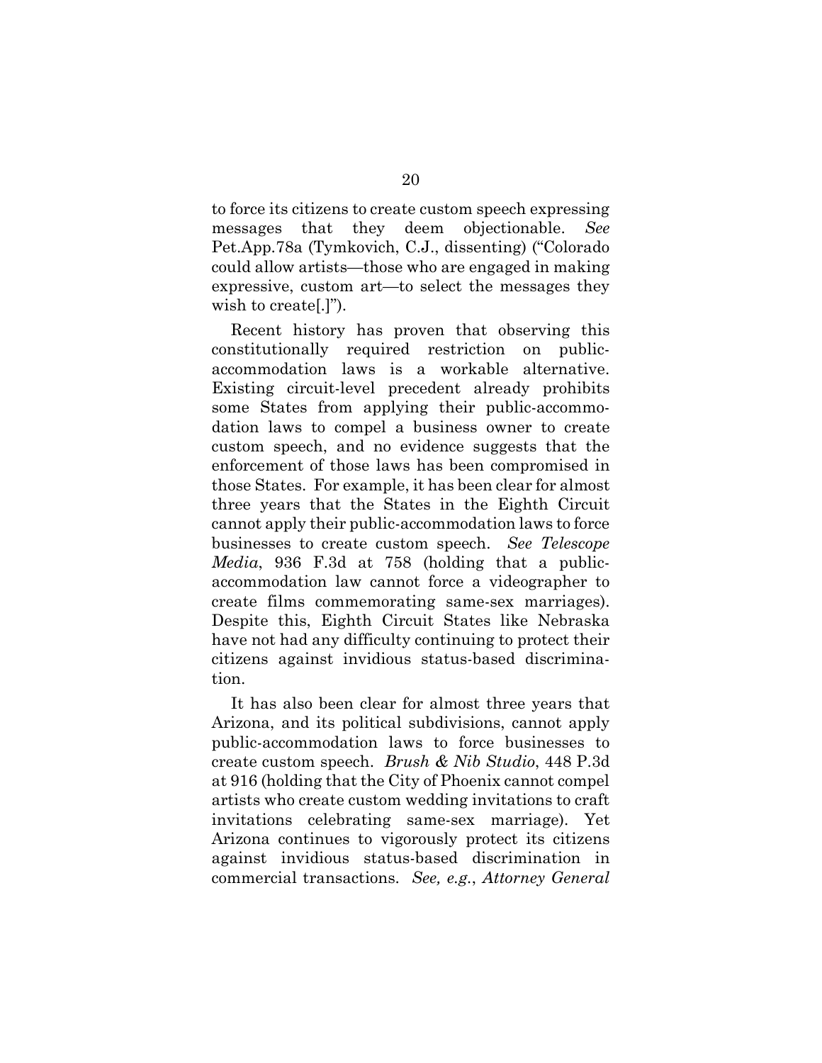to force its citizens to create custom speech expressing messages that they deem objectionable. *See* Pet.App.78a (Tymkovich, C.J., dissenting) ("Colorado could allow artists—those who are engaged in making expressive, custom art—to select the messages they wish to create[.]").

Recent history has proven that observing this constitutionally required restriction on public-accommodation laws is a workable alternative. Existing circuit-level precedent already prohibits some States from applying their public-accommodation laws to compel a business owner to create custom speech, and no evidence suggests that the enforcement of those laws has been compromised in those States. For example, it has been clear for almost three years that the States in the Eighth Circuit cannot apply their public-accommodation laws to force businesses to create custom speech. *See Telescope Media*, 936 F.3d at 758 (holding that a public-accommodation law cannot force a videographer to create films commemorating same-sex marriages). Despite this, Eighth Circuit States like Nebraska have not had any difficulty continuing to protect their citizens against invidious status-based discrimination.

It has also been clear for almost three years that Arizona, and its political subdivisions, cannot apply public-accommodation laws to force businesses to create custom speech. *Brush & Nib Studio*, 448 P.3d at 916 (holding that the City of Phoenix cannot compel artists who create custom wedding invitations to craft invitations celebrating same-sex marriage). Yet Arizona continues to vigorously protect its citizens against invidious status-based discrimination in commercial transactions. *See, e.g.*, *Attorney General*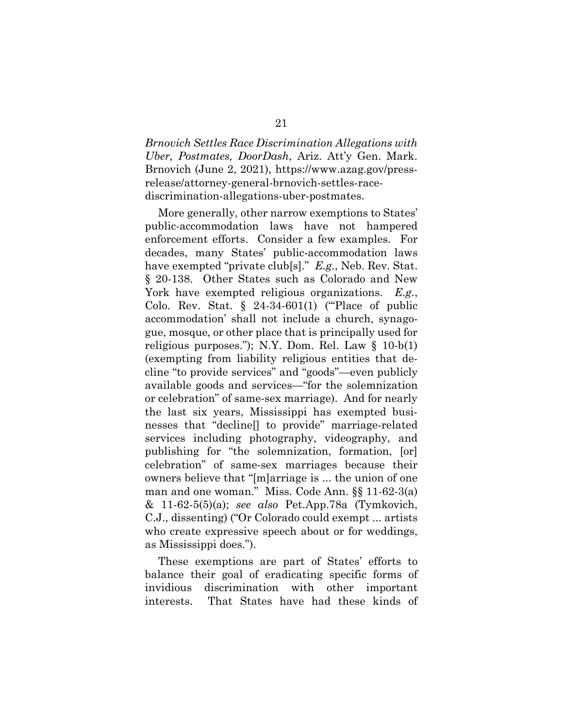*Brnovich Settles Race Discrimination Allegations with Uber, Postmates, DoorDash*, Ariz. Att'y Gen. Mark. Brnovich (June 2, 2021), https://www.azag.gov/press-release/attorney-general-brnovich-settles-race-discrimination-allegations-uber-postmates.

More generally, other narrow exemptions to States' public-accommodation laws have not hampered enforcement efforts. Consider a few examples. For decades, many States' public-accommodation laws have exempted "private club[s]." *E.g.*, Neb. Rev. Stat. § 20-138. Other States such as Colorado and New York have exempted religious organizations. *E.g.*, Colo. Rev. Stat. § 24-34-601(1) ("'Place of public accommodation' shall not include a church, synagogue, mosque, or other place that is principally used for religious purposes."); N.Y. Dom. Rel. Law § 10-b(1) (exempting from liability religious entities that decline "to provide services" and "goods"—even publicly available goods and services—"for the solemnization or celebration" of same-sex marriage). And for nearly the last six years, Mississippi has exempted businesses that "decline[] to provide" marriage-related services including photography, videography, and publishing for "the solemnization, formation, [or] celebration" of same-sex marriages because their owners believe that "[m]arriage is ... the union of one man and one woman." Miss. Code Ann. §§ 11-62-3(a) & 11-62-5(5)(a); *see also* Pet.App.78a (Tymkovich, C.J., dissenting) ("Or Colorado could exempt ... artists who create expressive speech about or for weddings, as Mississippi does.").

These exemptions are part of States' efforts to balance their goal of eradicating specific forms of invidious discrimination with other important interests. That States have had these kinds of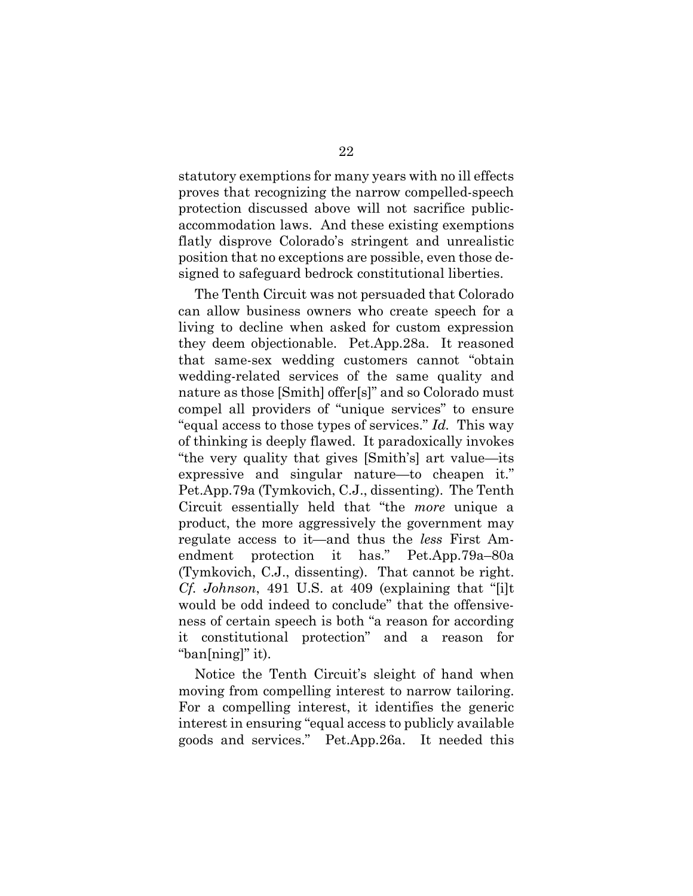statutory exemptions for many years with no ill effects proves that recognizing the narrow compelled-speech protection discussed above will not sacrifice public-accommodation laws. And these existing exemptions flatly disprove Colorado's stringent and unrealistic position that no exceptions are possible, even those designed to safeguard bedrock constitutional liberties.

The Tenth Circuit was not persuaded that Colorado can allow business owners who create speech for a living to decline when asked for custom expression they deem objectionable. Pet.App.28a. It reasoned that same-sex wedding customers cannot "obtain wedding-related services of the same quality and nature as those [Smith] offer[s]" and so Colorado must compel all providers of "unique services" to ensure "equal access to those types of services." *Id.* This way of thinking is deeply flawed. It paradoxically invokes "the very quality that gives [Smith's] art value—its expressive and singular nature—to cheapen it." Pet.App.79a (Tymkovich, C.J., dissenting). The Tenth Circuit essentially held that "the *more* unique a product, the more aggressively the government may regulate access to it—and thus the *less* First Amendment protection it has." Pet.App.79a–80a (Tymkovich, C.J., dissenting). That cannot be right. *Cf. Johnson*, 491 U.S. at 409 (explaining that "[i]t would be odd indeed to conclude" that the offensiveness of certain speech is both "a reason for according it constitutional protection" and a reason for "ban[ning]" it).

Notice the Tenth Circuit's sleight of hand when moving from compelling interest to narrow tailoring. For a compelling interest, it identifies the generic interest in ensuring "equal access to publicly available goods and services." Pet.App.26a. It needed this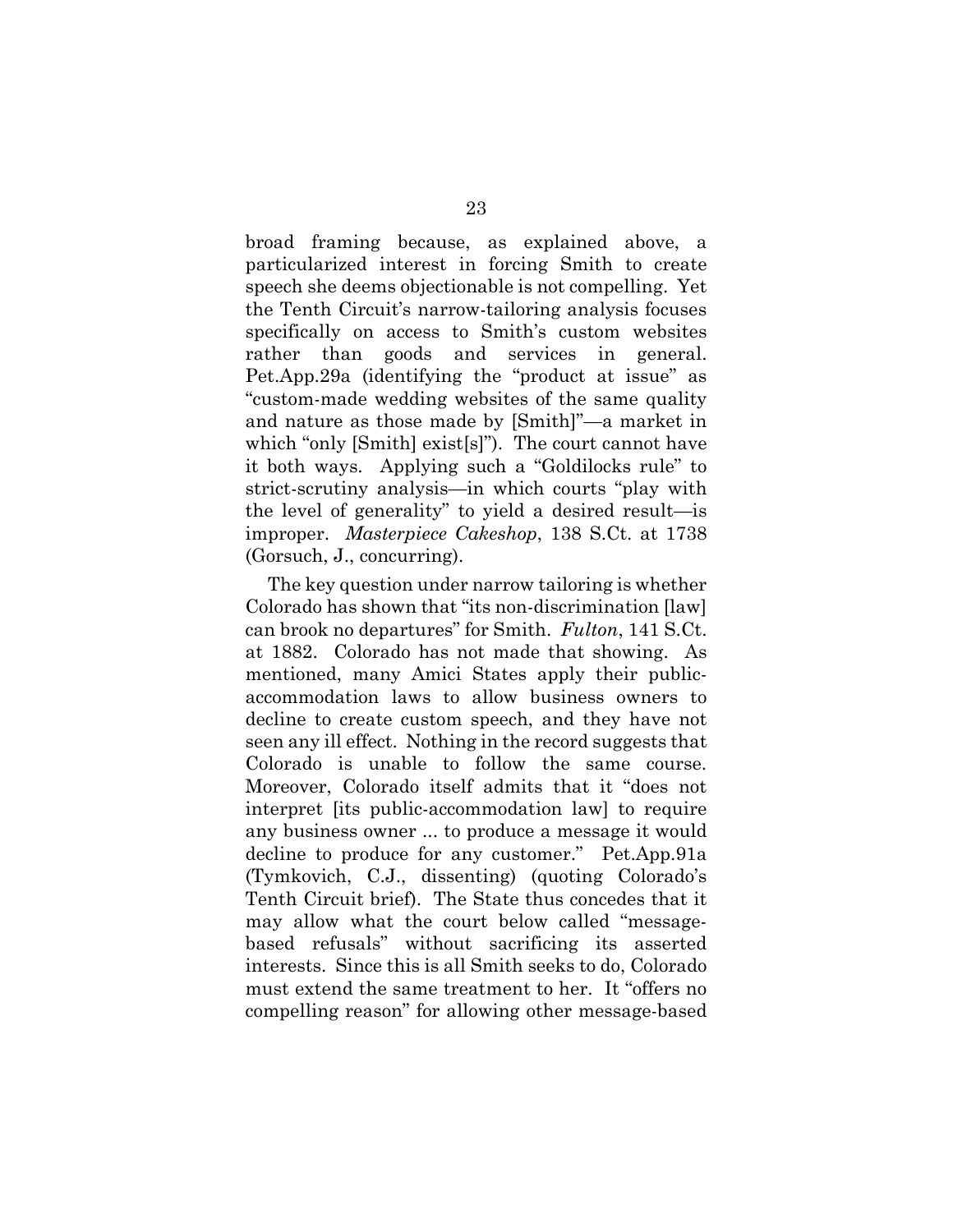broad framing because, as explained above, a particularized interest in forcing Smith to create speech she deems objectionable is not compelling. Yet the Tenth Circuit's narrow-tailoring analysis focuses specifically on access to Smith's custom websites rather than goods and services in general. Pet.App.29a (identifying the "product at issue" as "custom-made wedding websites of the same quality and nature as those made by [Smith]"—a market in which "only [Smith] exist[s]"). The court cannot have it both ways. Applying such a "Goldilocks rule" to strict-scrutiny analysis—in which courts "play with the level of generality" to yield a desired result—is improper. *Masterpiece Cakeshop*, 138 S.Ct. at 1738 (Gorsuch, J., concurring).

The key question under narrow tailoring is whether Colorado has shown that "its non-discrimination [law] can brook no departures" for Smith. *Fulton*, 141 S.Ct. at 1882. Colorado has not made that showing. As mentioned, many Amici States apply their public-accommodation laws to allow business owners to decline to create custom speech, and they have not seen any ill effect. Nothing in the record suggests that Colorado is unable to follow the same course. Moreover, Colorado itself admits that it "does not interpret [its public-accommodation law] to require any business owner ... to produce a message it would decline to produce for any customer." Pet.App.91a (Tymkovich, C.J., dissenting) (quoting Colorado's Tenth Circuit brief). The State thus concedes that it may allow what the court below called "message-based refusals" without sacrificing its asserted interests. Since this is all Smith seeks to do, Colorado must extend the same treatment to her. It "offers no compelling reason" for allowing other message-based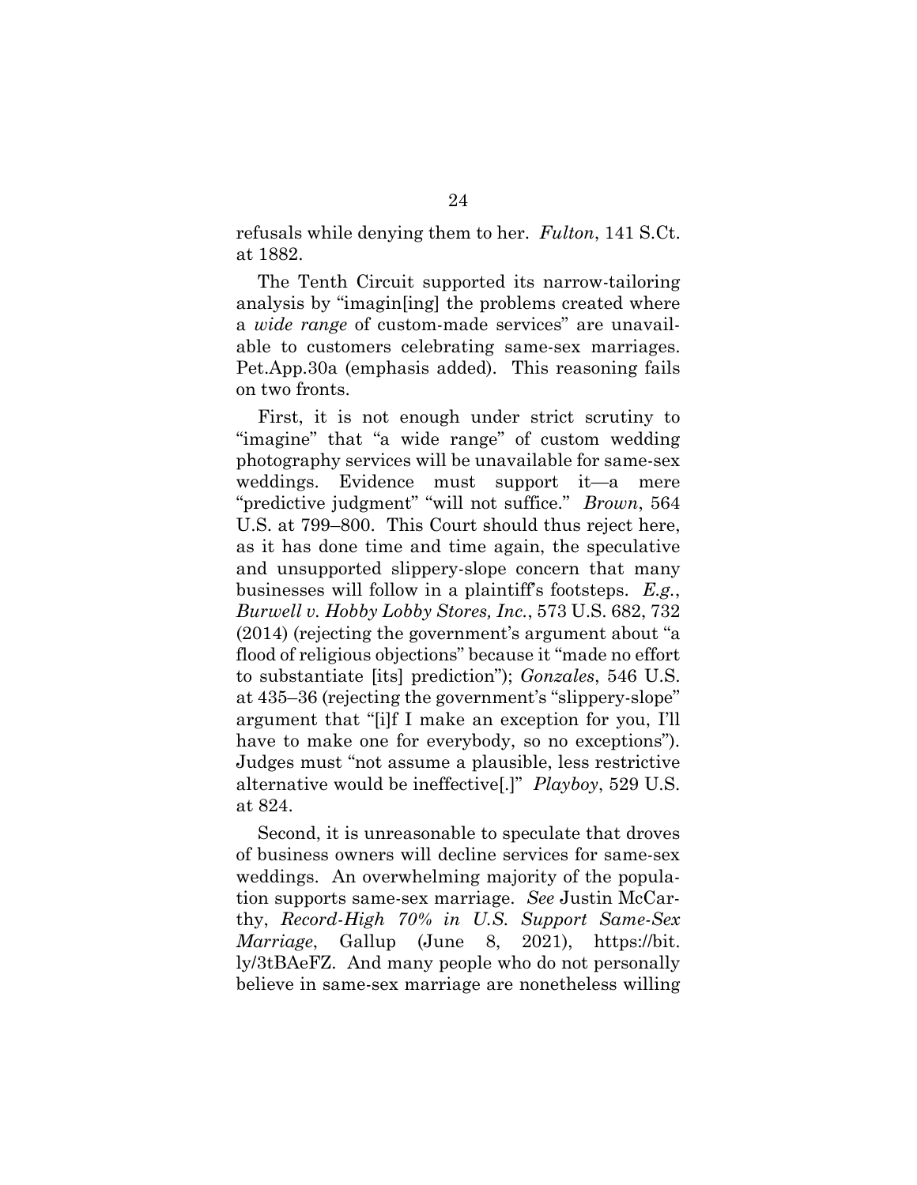refusals while denying them to her. *Fulton*, 141 S.Ct. at 1882.

The Tenth Circuit supported its narrow-tailoring analysis by "imagin[ing] the problems created where a *wide range* of custom-made services" are unavailable to customers celebrating same-sex marriages. Pet.App.30a (emphasis added). This reasoning fails on two fronts.

First, it is not enough under strict scrutiny to "imagine" that "a wide range" of custom wedding photography services will be unavailable for same-sex weddings. Evidence must support it—a mere "predictive judgment" "will not suffice." *Brown*, 564 U.S. at 799–800. This Court should thus reject here, as it has done time and time again, the speculative and unsupported slippery-slope concern that many businesses will follow in a plaintiff's footsteps. *E.g.*, *Burwell v. Hobby Lobby Stores, Inc.*, 573 U.S. 682, 732 (2014) (rejecting the government's argument about "a flood of religious objections" because it "made no effort to substantiate [its] prediction"); *Gonzales*, 546 U.S. at 435–36 (rejecting the government's "slippery-slope" argument that "[i]f I make an exception for you, I'll have to make one for everybody, so no exceptions"). Judges must "not assume a plausible, less restrictive alternative would be ineffective[.]" *Playboy*, 529 U.S. at 824.

Second, it is unreasonable to speculate that droves of business owners will decline services for same-sex weddings. An overwhelming majority of the population supports same-sex marriage. *See* Justin McCarthy, *Record-High 70% in U.S. Support Same-Sex Marriage*, Gallup (June 8, 2021), https://bit.ly/3tBAeFZ. And many people who do not personally believe in same-sex marriage are nonetheless willing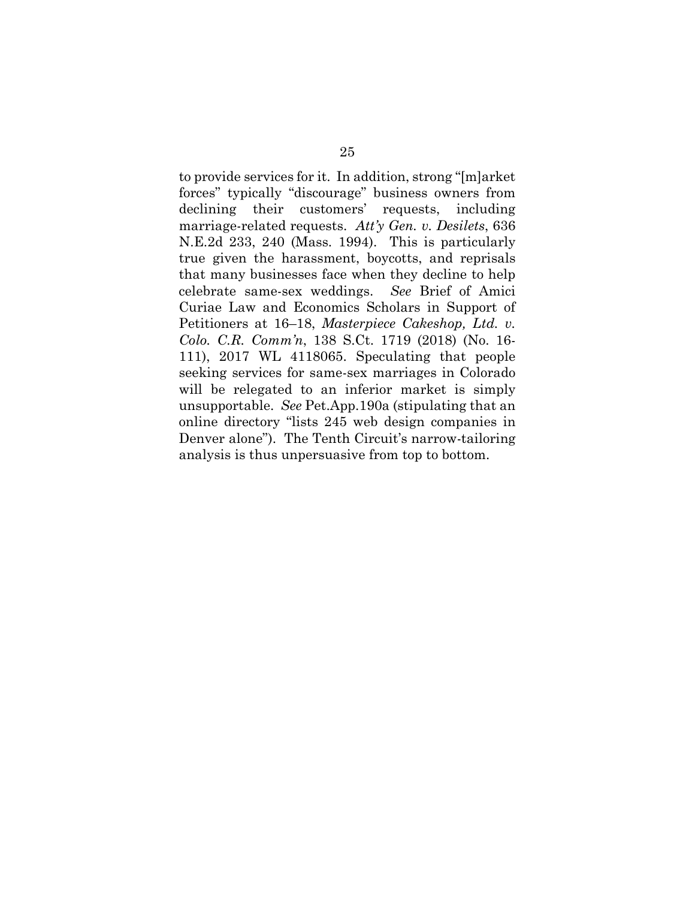to provide services for it. In addition, strong "[m]arket forces" typically "discourage" business owners from declining their customers' requests, including marriage-related requests. *Att'y Gen. v. Desilets*, 636 N.E.2d 233, 240 (Mass. 1994). This is particularly true given the harassment, boycotts, and reprisals that many businesses face when they decline to help celebrate same-sex weddings. *See* Brief of Amici Curiae Law and Economics Scholars in Support of Petitioners at 16–18, *Masterpiece Cakeshop, Ltd. v. Colo. C.R. Comm'n*, 138 S.Ct. 1719 (2018) (No. 16-111), 2017 WL 4118065. Speculating that people seeking services for same-sex marriages in Colorado will be relegated to an inferior market is simply unsupportable. *See* Pet.App.190a (stipulating that an online directory "lists 245 web design companies in Denver alone"). The Tenth Circuit's narrow-tailoring analysis is thus unpersuasive from top to bottom.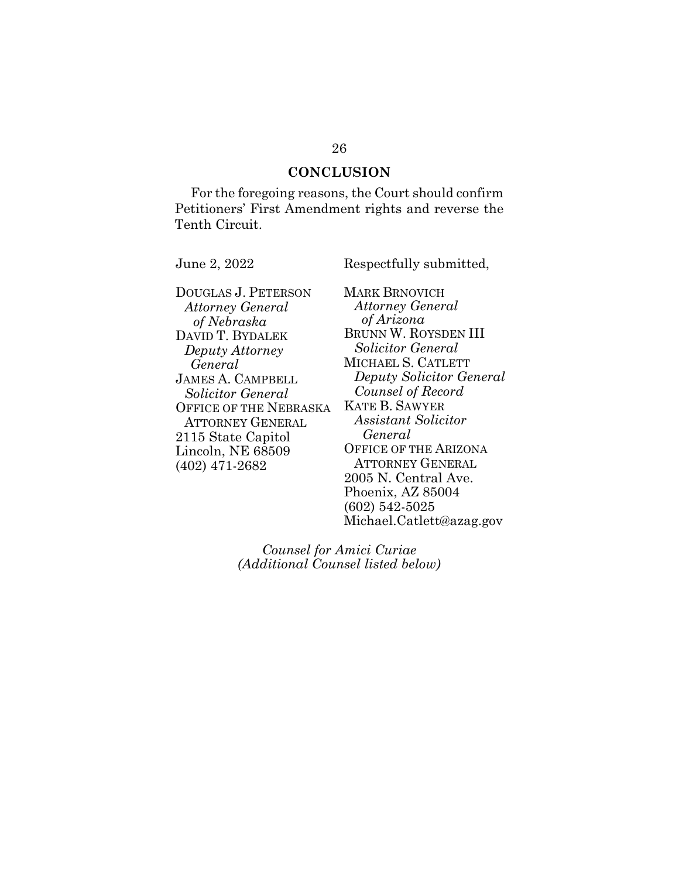## CONCLUSION

For the foregoing reasons, the Court should confirm Petitioners' First Amendment rights and reverse the Tenth Circuit.

June 2, 2022

Respectfully submitted,

DOUGLAS J. PETERSON
*Attorney General of Nebraska*
DAVID T. BYDALEK
*Deputy Attorney General*
JAMES A. CAMPBELL
*Solicitor General*
OFFICE OF THE NEBRASKA ATTORNEY GENERAL
2115 State Capitol
Lincoln, NE 68509
(402) 471-2682

MARK BRNOVICH
*Attorney General of Arizona*
BRUNN W. ROYSDEN III
*Solicitor General*
MICHAEL S. CATLETT
*Deputy Solicitor General*
*Counsel of Record*
KATE B. SAWYER
*Assistant Solicitor General*
OFFICE OF THE ARIZONA ATTORNEY GENERAL
2005 N. Central Ave.
Phoenix, AZ 85004
(602) 542-5025
Michael.Catlett@azag.gov

*Counsel for Amici Curiae*
*(Additional Counsel listed below)*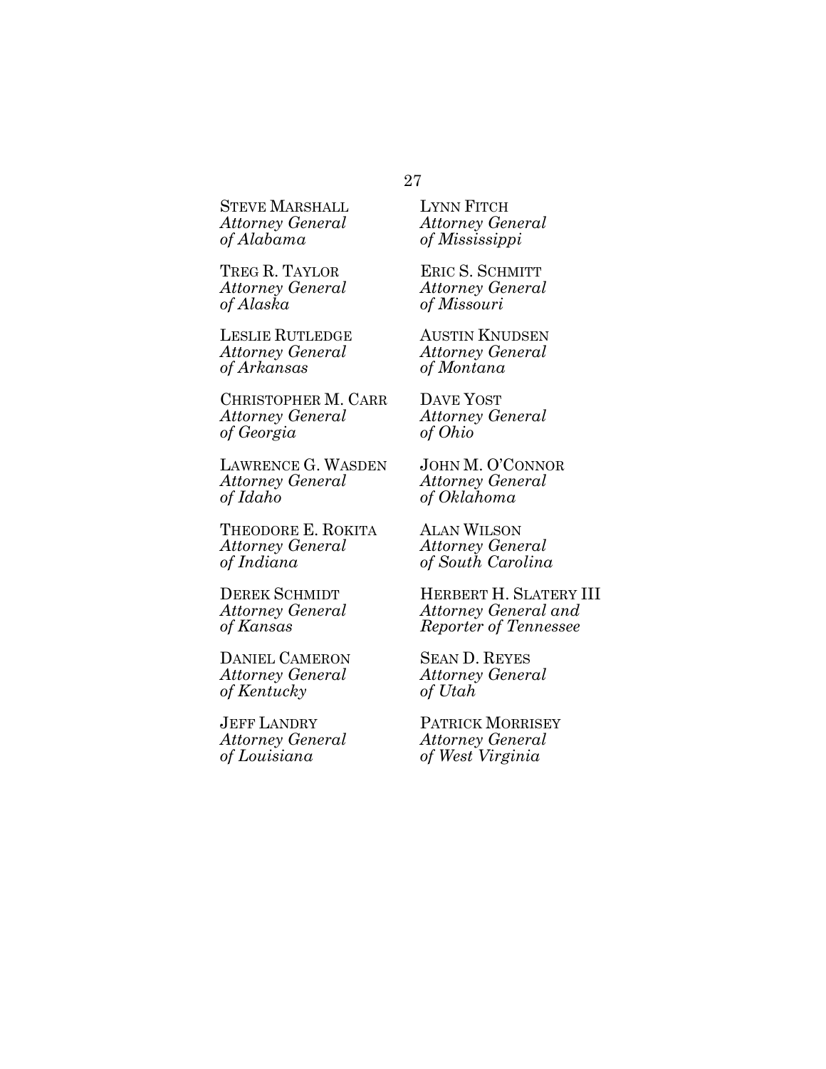STEVE MARSHALL
*Attorney General*
*of Alabama*

TREG R. TAYLOR
*Attorney General*
*of Alaska*

LESLIE RUTLEDGE
*Attorney General*
*of Arkansas*

CHRISTOPHER M. CARR
*Attorney General*
*of Georgia*

LAWRENCE G. WASDEN
*Attorney General*
*of Idaho*

THEODORE E. ROKITA
*Attorney General*
*of Indiana*

DEREK SCHMIDT
*Attorney General*
*of Kansas*

DANIEL CAMERON
*Attorney General*
*of Kentucky*

JEFF LANDRY
*Attorney General*
*of Louisiana*

LYNN FITCH
*Attorney General*
*of Mississippi*

ERIC S. SCHMITT
*Attorney General*
*of Missouri*

AUSTIN KNUDSEN
*Attorney General*
*of Montana*

DAVE YOST
*Attorney General*
*of Ohio*

JOHN M. O'CONNOR
*Attorney General*
*of Oklahoma*

ALAN WILSON
*Attorney General*
*of South Carolina*

HERBERT H. SLATERY III
*Attorney General and*
*Reporter of Tennessee*

SEAN D. REYES
*Attorney General*
*of Utah*

PATRICK MORRISEY
*Attorney General*
*of West Virginia*